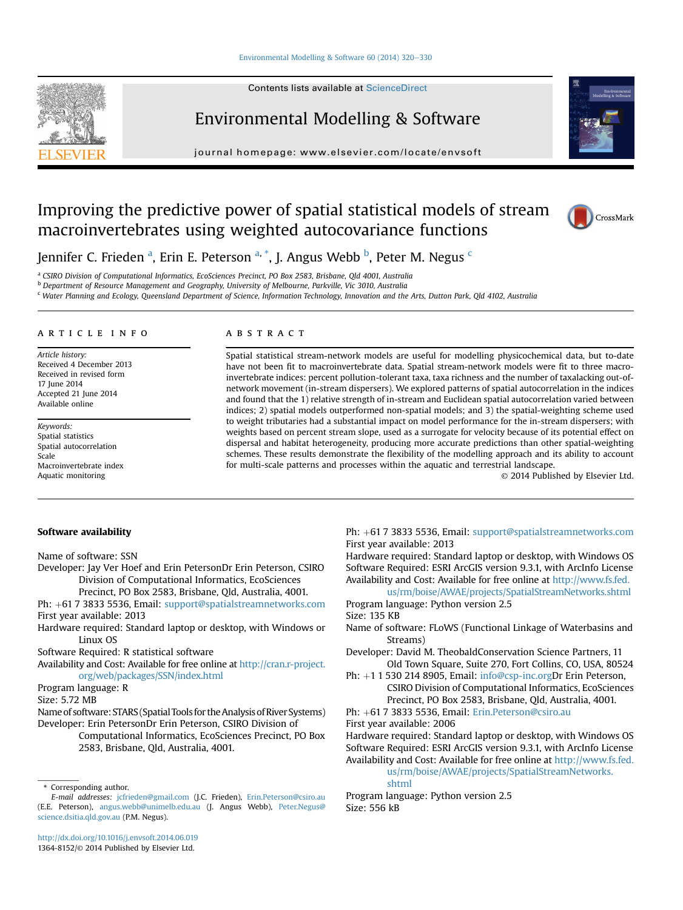Contents lists available at ScienceDirect

# Environmental Modelling & Software

journal homepage: www.elsevier.com/locate/envsoft

# Improving the predictive power of spatial statistical models of stream macroinvertebrates using weighted autocovariance functions

Jennifer C. Frieden [a], Erin E. Peterson [a,*], J. Angus Webb [b], Peter M. Negus [c]

[a] CSIRO Division of Computational Informatics, EcoSciences Precinct, PO Box 2583, Brisbane, Qld 4001, Australia
[b] Department of Resource Management and Geography, University of Melbourne, Parkville, Vic 3010, Australia
[c] Water Planning and Ecology, Queensland Department of Science, Information Technology, Innovation and the Arts, Dutton Park, Qld 4102, Australia

## ARTICLE INFO

*Article history:*
Received 4 December 2013
Received in revised form
17 June 2014
Accepted 21 June 2014
Available online

*Keywords:*
Spatial statistics
Spatial autocorrelation
Scale
Macroinvertebrate index
Aquatic monitoring

## ABSTRACT

Spatial statistical stream-network models are useful for modelling physicochemical data, but to-date have not been fit to macroinvertebrate data. Spatial stream-network models were fit to three macroinvertebrate indices: percent pollution-tolerant taxa, taxa richness and the number of taxalacking out-of-network movement (in-stream dispersers). We explored patterns of spatial autocorrelation in the indices and found that the 1) relative strength of in-stream and Euclidean spatial autocorrelation varied between indices; 2) spatial models outperformed non-spatial models; and 3) the spatial-weighting scheme used to weight tributaries had a substantial impact on model performance for the in-stream dispersers; with weights based on percent stream slope, used as a surrogate for velocity because of its potential effect on dispersal and habitat heterogeneity, producing more accurate predictions than other spatial-weighting schemes. These results demonstrate the flexibility of the modelling approach and its ability to account for multi-scale patterns and processes within the aquatic and terrestrial landscape.

© 2014 Published by Elsevier Ltd.

### Software availability

Name of software: SSN
Developer: Jay Ver Hoef and Erin PetersonDr Erin Peterson, CSIRO Division of Computational Informatics, EcoSciences Precinct, PO Box 2583, Brisbane, Qld, Australia, 4001.
Ph: +61 7 3833 5536, Email: support@spatialstreamnetworks.com
First year available: 2013
Hardware required: Standard laptop or desktop, with Windows or Linux OS
Software Required: R statistical software
Availability and Cost: Available for free online at http://cran.r-project.org/web/packages/SSN/index.html
Program language: R
Size: 5.72 MB
Name of software: STARS (Spatial Tools for the Analysis of River Systems)
Developer: Erin PetersonDr Erin Peterson, CSIRO Division of Computational Informatics, EcoSciences Precinct, PO Box 2583, Brisbane, Qld, Australia, 4001.
Ph: +61 7 3833 5536, Email: support@spatialstreamnetworks.com
First year available: 2013
Hardware required: Standard laptop or desktop, with Windows OS
Software Required: ESRI ArcGIS version 9.3.1, with ArcInfo License
Availability and Cost: Available for free online at http://www.fs.fed.us/rm/boise/AWAE/projects/SpatialStreamNetworks.shtml
Program language: Python version 2.5
Size: 135 KB
Name of software: FLoWS (Functional Linkage of Waterbasins and Streams)
Developer: David M. TheobaldConservation Science Partners, 11 Old Town Square, Suite 270, Fort Collins, CO, USA, 80524
Ph: +1 1 530 214 8905, Email: info@csp-inc.orgDr Erin Peterson, CSIRO Division of Computational Informatics, EcoSciences Precinct, PO Box 2583, Brisbane, Qld, Australia, 4001.
Ph: +61 7 3833 5536, Email: Erin.Peterson@csiro.au
First year available: 2006
Hardware required: Standard laptop or desktop, with Windows OS
Software Required: ESRI ArcGIS version 9.3.1, with ArcInfo License
Availability and Cost: Available for free online at http://www.fs.fed.us/rm/boise/AWAE/projects/SpatialStreamNetworks.shtml
Program language: Python version 2.5
Size: 556 kB

\* Corresponding author.
*E-mail addresses:* jcfrieden@gmail.com (J.C. Frieden), Erin.Peterson@csiro.au (E.E. Peterson), angus.webb@unimelb.edu.au (J. Angus Webb), Peter.Negus@science.dsitia.qld.gov.au (P.M. Negus).

http://dx.doi.org/10.1016/j.envsoft.2014.06.019
1364-8152/© 2014 Published by Elsevier Ltd.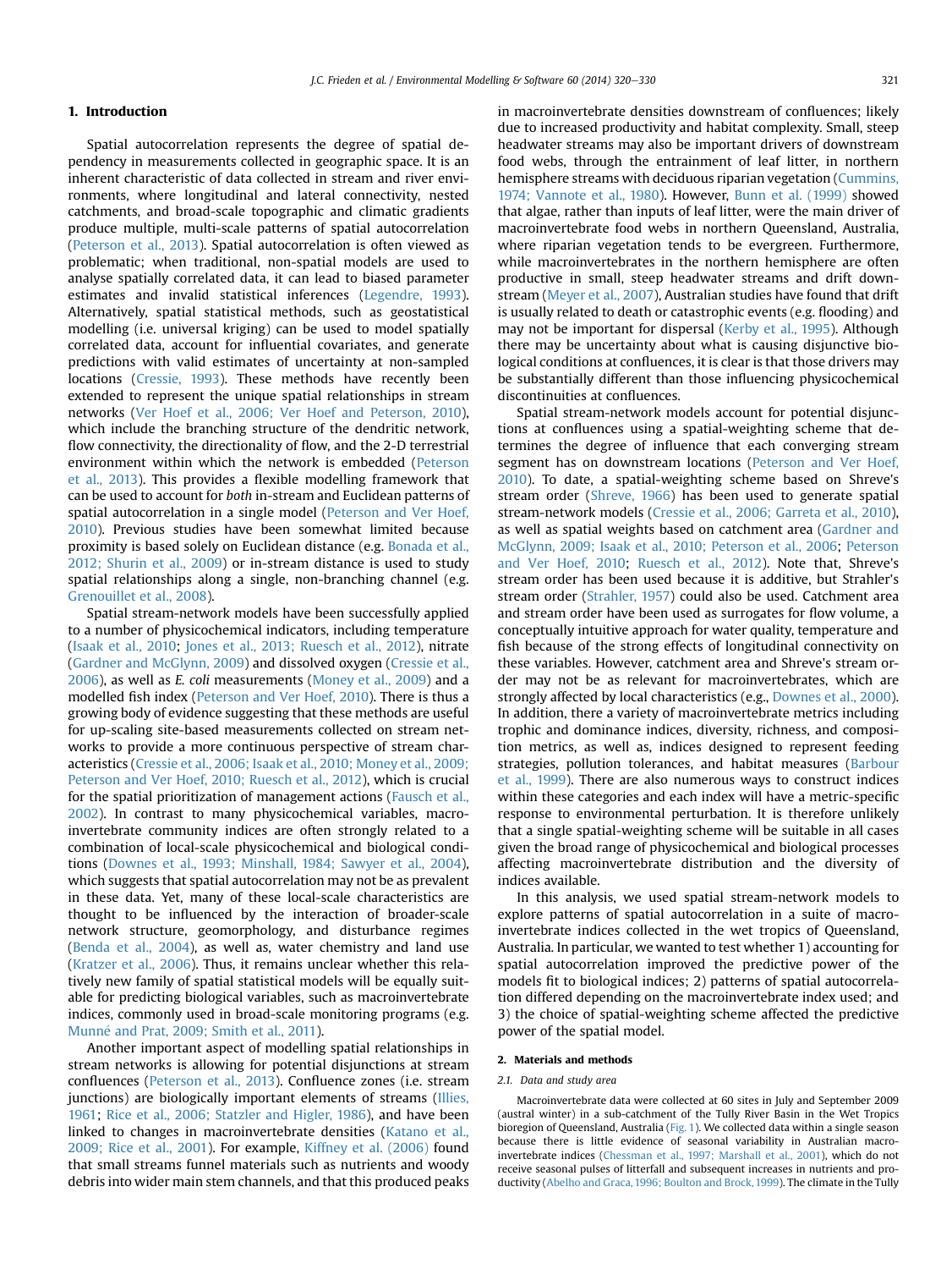## 1. Introduction

Spatial autocorrelation represents the degree of spatial dependency in measurements collected in geographic space. It is an inherent characteristic of data collected in stream and river environments, where longitudinal and lateral connectivity, nested catchments, and broad-scale topographic and climatic gradients produce multiple, multi-scale patterns of spatial autocorrelation (Peterson et al., 2013). Spatial autocorrelation is often viewed as problematic; when traditional, non-spatial models are used to analyse spatially correlated data, it can lead to biased parameter estimates and invalid statistical inferences (Legendre, 1993). Alternatively, spatial statistical methods, such as geostatistical modelling (i.e. universal kriging) can be used to model spatially correlated data, account for influential covariates, and generate predictions with valid estimates of uncertainty at non-sampled locations (Cressie, 1993). These methods have recently been extended to represent the unique spatial relationships in stream networks (Ver Hoef et al., 2006; Ver Hoef and Peterson, 2010), which include the branching structure of the dendritic network, flow connectivity, the directionality of flow, and the 2-D terrestrial environment within which the network is embedded (Peterson et al., 2013). This provides a flexible modelling framework that can be used to account for *both* in-stream and Euclidean patterns of spatial autocorrelation in a single model (Peterson and Ver Hoef, 2010). Previous studies have been somewhat limited because proximity is based solely on Euclidean distance (e.g. Bonada et al., 2012; Shurin et al., 2009) or in-stream distance is used to study spatial relationships along a single, non-branching channel (e.g. Grenouillet et al., 2008).

Spatial stream-network models have been successfully applied to a number of physicochemical indicators, including temperature (Isaak et al., 2010; Jones et al., 2013; Ruesch et al., 2012), nitrate (Gardner and McGlynn, 2009) and dissolved oxygen (Cressie et al., 2006), as well as *E. coli* measurements (Money et al., 2009) and a modelled fish index (Peterson and Ver Hoef, 2010). There is thus a growing body of evidence suggesting that these methods are useful for up-scaling site-based measurements collected on stream networks to provide a more continuous perspective of stream characteristics (Cressie et al., 2006; Isaak et al., 2010; Money et al., 2009; Peterson and Ver Hoef, 2010; Ruesch et al., 2012), which is crucial for the spatial prioritization of management actions (Fausch et al., 2002). In contrast to many physicochemical variables, macroinvertebrate community indices are often strongly related to a combination of local-scale physicochemical and biological conditions (Downes et al., 1993; Minshall, 1984; Sawyer et al., 2004), which suggests that spatial autocorrelation may not be as prevalent in these data. Yet, many of these local-scale characteristics are thought to be influenced by the interaction of broader-scale network structure, geomorphology, and disturbance regimes (Benda et al., 2004), as well as, water chemistry and land use (Kratzer et al., 2006). Thus, it remains unclear whether this relatively new family of spatial statistical models will be equally suitable for predicting biological variables, such as macroinvertebrate indices, commonly used in broad-scale monitoring programs (e.g. Munné and Prat, 2009; Smith et al., 2011).

Another important aspect of modelling spatial relationships in stream networks is allowing for potential disjunctions at stream confluences (Peterson et al., 2013). Confluence zones (i.e. stream junctions) are biologically important elements of streams (Illies, 1961; Rice et al., 2006; Statzler and Higler, 1986), and have been linked to changes in macroinvertebrate densities (Katano et al., 2009; Rice et al., 2001). For example, Kiffney et al. (2006) found that small streams funnel materials such as nutrients and woody debris into wider main stem channels, and that this produced peaks in macroinvertebrate densities downstream of confluences; likely due to increased productivity and habitat complexity. Small, steep headwater streams may also be important drivers of downstream food webs, through the entrainment of leaf litter, in northern hemisphere streams with deciduous riparian vegetation (Cummins, 1974; Vannote et al., 1980). However, Bunn et al. (1999) showed that algae, rather than inputs of leaf litter, were the main driver of macroinvertebrate food webs in northern Queensland, Australia, where riparian vegetation tends to be evergreen. Furthermore, while macroinvertebrates in the northern hemisphere are often productive in small, steep headwater streams and drift downstream (Meyer et al., 2007), Australian studies have found that drift is usually related to death or catastrophic events (e.g. flooding) and may not be important for dispersal (Kerby et al., 1995). Although there may be uncertainty about what is causing disjunctive biological conditions at confluences, it is clear is that those drivers may be substantially different than those influencing physicochemical discontinuities at confluences.

Spatial stream-network models account for potential disjunctions at confluences using a spatial-weighting scheme that determines the degree of influence that each converging stream segment has on downstream locations (Peterson and Ver Hoef, 2010). To date, a spatial-weighting scheme based on Shreve's stream order (Shreve, 1966) has been used to generate spatial stream-network models (Cressie et al., 2006; Garreta et al., 2010), as well as spatial weights based on catchment area (Gardner and McGlynn, 2009; Isaak et al., 2010; Peterson et al., 2006; Peterson and Ver Hoef, 2010; Ruesch et al., 2012). Note that, Shreve's stream order has been used because it is additive, but Strahler's stream order (Strahler, 1957) could also be used. Catchment area and stream order have been used as surrogates for flow volume, a conceptually intuitive approach for water quality, temperature and fish because of the strong effects of longitudinal connectivity on these variables. However, catchment area and Shreve's stream order may not be as relevant for macroinvertebrates, which are strongly affected by local characteristics (e.g., Downes et al., 2000). In addition, there a variety of macroinvertebrate metrics including trophic and dominance indices, diversity, richness, and composition metrics, as well as, indices designed to represent feeding strategies, pollution tolerances, and habitat measures (Barbour et al., 1999). There are also numerous ways to construct indices within these categories and each index will have a metric-specific response to environmental perturbation. It is therefore unlikely that a single spatial-weighting scheme will be suitable in all cases given the broad range of physicochemical and biological processes affecting macroinvertebrate distribution and the diversity of indices available.

In this analysis, we used spatial stream-network models to explore patterns of spatial autocorrelation in a suite of macroinvertebrate indices collected in the wet tropics of Queensland, Australia. In particular, we wanted to test whether 1) accounting for spatial autocorrelation improved the predictive power of the models fit to biological indices; 2) patterns of spatial autocorrelation differed depending on the macroinvertebrate index used; and 3) the choice of spatial-weighting scheme affected the predictive power of the spatial model.

## 2. Materials and methods

### 2.1. Data and study area

Macroinvertebrate data were collected at 60 sites in July and September 2009 (austral winter) in a sub-catchment of the Tully River Basin in the Wet Tropics bioregion of Queensland, Australia (Fig. 1). We collected data within a single season because there is little evidence of seasonal variability in Australian macroinvertebrate indices (Chessman et al., 1997; Marshall et al., 2001), which do not receive seasonal pulses of litterfall and subsequent increases in nutrients and productivity (Abelho and Graca, 1996; Boulton and Brock, 1999). The climate in the Tully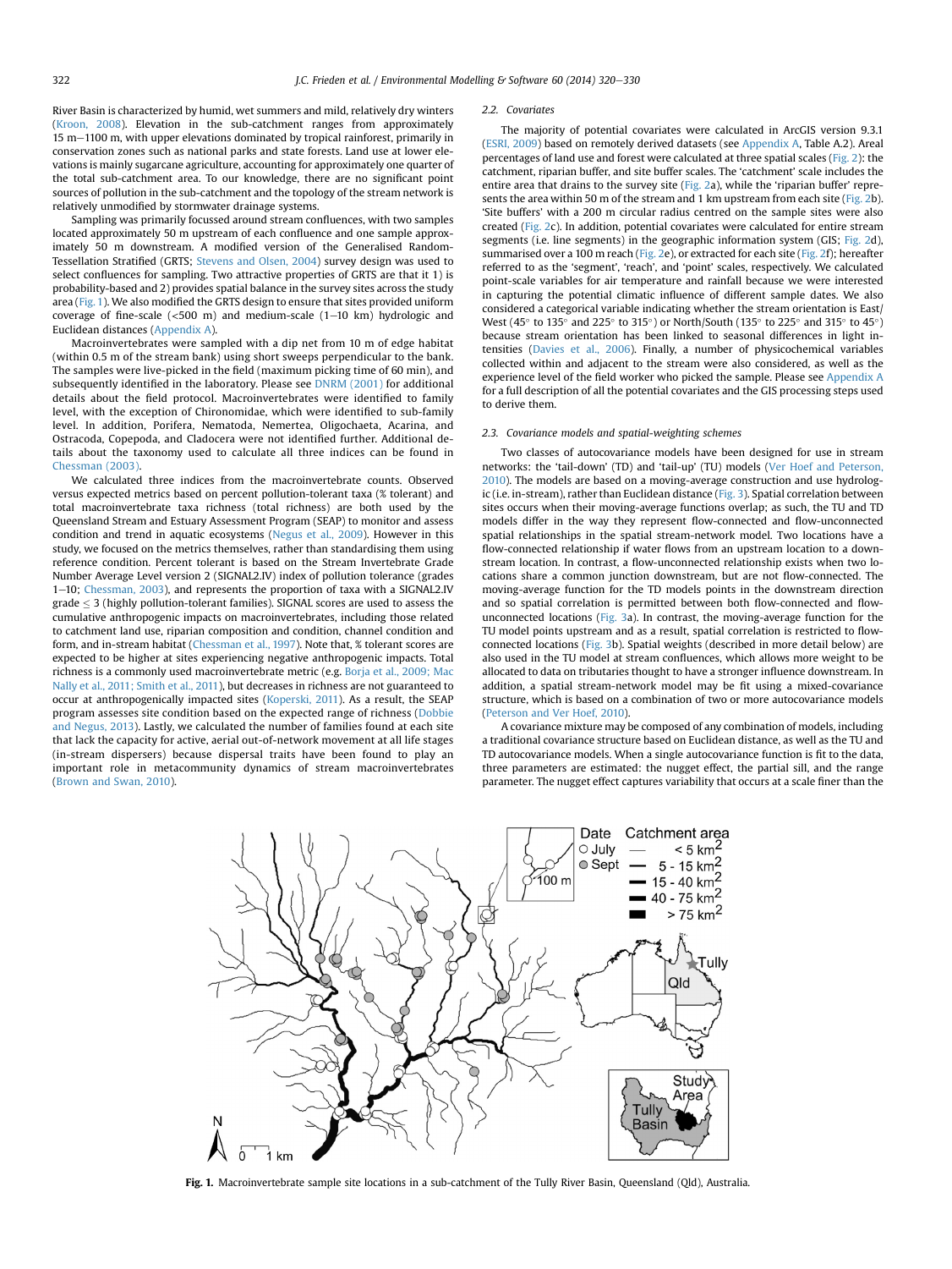River Basin is characterized by humid, wet summers and mild, relatively dry winters (Kroon, 2008). Elevation in the sub-catchment ranges from approximately 15 m–1100 m, with upper elevations dominated by tropical rainforest, primarily in conservation zones such as national parks and state forests. Land use at lower elevations is mainly sugarcane agriculture, accounting for approximately one quarter of the total sub-catchment area. To our knowledge, there are no significant point sources of pollution in the sub-catchment and the topology of the stream network is relatively unmodified by stormwater drainage systems.

Sampling was primarily focussed around stream confluences, with two samples located approximately 50 m upstream of each confluence and one sample approximately 50 m downstream. A modified version of the Generalised Random-Tessellation Stratified (GRTS; Stevens and Olsen, 2004) survey design was used to select confluences for sampling. Two attractive properties of GRTS are that it 1) is probability-based and 2) provides spatial balance in the survey sites across the study area (Fig. 1). We also modified the GRTS design to ensure that sites provided uniform coverage of fine-scale (<500 m) and medium-scale (1–10 km) hydrologic and Euclidean distances (Appendix A).

Macroinvertebrates were sampled with a dip net from 10 m of edge habitat (within 0.5 m of the stream bank) using short sweeps perpendicular to the bank. The samples were live-picked in the field (maximum picking time of 60 min), and subsequently identified in the laboratory. Please see DNRM (2001) for additional details about the field protocol. Macroinvertebrates were identified to family level, with the exception of Chironomidae, which were identified to sub-family level. In addition, Porifera, Nematoda, Nemertea, Oligochaeta, Acarina, and Ostracoda, Copepoda, and Cladocera were not identified further. Additional details about the taxonomy used to calculate all three indices can be found in Chessman (2003).

We calculated three indices from the macroinvertebrate counts. Observed versus expected metrics based on percent pollution-tolerant taxa (% tolerant) and total macroinvertebrate taxa richness (total richness) are both used by the Queensland Stream and Estuary Assessment Program (SEAP) to monitor and assess condition and trend in aquatic ecosystems (Negus et al., 2009). However in this study, we focused on the metrics themselves, rather than standardising them using reference condition. Percent tolerant is based on the Stream Invertebrate Grade Number Average Level version 2 (SIGNAL2.IV) index of pollution tolerance (grades 1–10; Chessman, 2003), and represents the proportion of taxa with a SIGNAL2.IV grade ≤ 3 (highly pollution-tolerant families). SIGNAL scores are used to assess the cumulative anthropogenic impacts on macroinvertebrates, including those related to catchment land use, riparian composition and condition, channel condition and form, and in-stream habitat (Chessman et al., 1997). Note that, % tolerant scores are expected to be higher at sites experiencing negative anthropogenic impacts. Total richness is a commonly used macroinvertebrate metric (e.g. Borja et al., 2009; Mac Nally et al., 2011; Smith et al., 2011), but decreases in richness are not guaranteed to occur at anthropogenically impacted sites (Koperski, 2011). As a result, the SEAP program assesses site condition based on the expected range of richness (Dobbie and Negus, 2013). Lastly, we calculated the number of families found at each site that lack the capacity for active, aerial out-of-network movement at all life stages (in-stream dispersers) because dispersal traits have been found to play an important role in metacommunity dynamics of stream macroinvertebrates (Brown and Swan, 2010).

### 2.2. Covariates

The majority of potential covariates were calculated in ArcGIS version 9.3.1 (ESRI, 2009) based on remotely derived datasets (see Appendix A, Table A.2). Areal percentages of land use and forest were calculated at three spatial scales (Fig. 2): the catchment, riparian buffer, and site buffer scales. The 'catchment' scale includes the entire area that drains to the survey site (Fig. 2a), while the 'riparian buffer' represents the area within 50 m of the stream and 1 km upstream from each site (Fig. 2b). 'Site buffers' with a 200 m circular radius centred on the sample sites were also created (Fig. 2c). In addition, potential covariates were calculated for entire stream segments (i.e. line segments) in the geographic information system (GIS; Fig. 2d), summarised over a 100 m reach (Fig. 2e), or extracted for each site (Fig. 2f); hereafter referred to as the 'segment', 'reach', and 'point' scales, respectively. We calculated point-scale variables for air temperature and rainfall because we were interested in capturing the potential climatic influence of different sample dates. We also considered a categorical variable indicating whether the stream orientation is East/West (45° to 135° and 225° to 315°) or North/South (135° to 225° and 315° to 45°) because stream orientation has been linked to seasonal differences in light intensities (Davies et al., 2006). Finally, a number of physicochemical variables collected within and adjacent to the stream were also considered, as well as the experience level of the field worker who picked the sample. Please see Appendix A for a full description of all the potential covariates and the GIS processing steps used to derive them.

### 2.3. Covariance models and spatial-weighting schemes

Two classes of autocovariance models have been designed for use in stream networks: the 'tail-down' (TD) and 'tail-up' (TU) models (Ver Hoef and Peterson, 2010). The models are based on a moving-average construction and use hydrologic (i.e. in-stream), rather than Euclidean distance (Fig. 3). Spatial correlation between sites occurs when their moving-average functions overlap; as such, the TU and TD models differ in the way they represent flow-connected and flow-unconnected spatial relationships in the spatial stream-network model. Two locations have a flow-connected relationship if water flows from an upstream location to a downstream location. In contrast, a flow-unconnected relationship exists when two locations share a common junction downstream, but are not flow-connected. The moving-average function for the TD models points in the downstream direction and so spatial correlation is permitted between both flow-connected and flow-unconnected locations (Fig. 3a). In contrast, the moving-average function for the TU model points upstream and as a result, spatial correlation is restricted to flow-connected locations (Fig. 3b). Spatial weights (described in more detail below) are also used in the TU model at stream confluences, which allows more weight to be allocated to data on tributaries thought to have a stronger influence downstream. In addition, a spatial stream-network model may be fit using a mixed-covariance structure, which is based on a combination of two or more autocovariance models (Peterson and Ver Hoef, 2010).

A covariance mixture may be composed of any combination of models, including a traditional covariance structure based on Euclidean distance, as well as the TU and TD autocovariance models. When a single autocovariance function is fit to the data, three parameters are estimated: the nugget effect, the partial sill, and the range parameter. The nugget effect captures variability that occurs at a scale finer than the

**Fig. 1.** Macroinvertebrate sample site locations in a sub-catchment of the Tully River Basin, Queensland (Qld), Australia.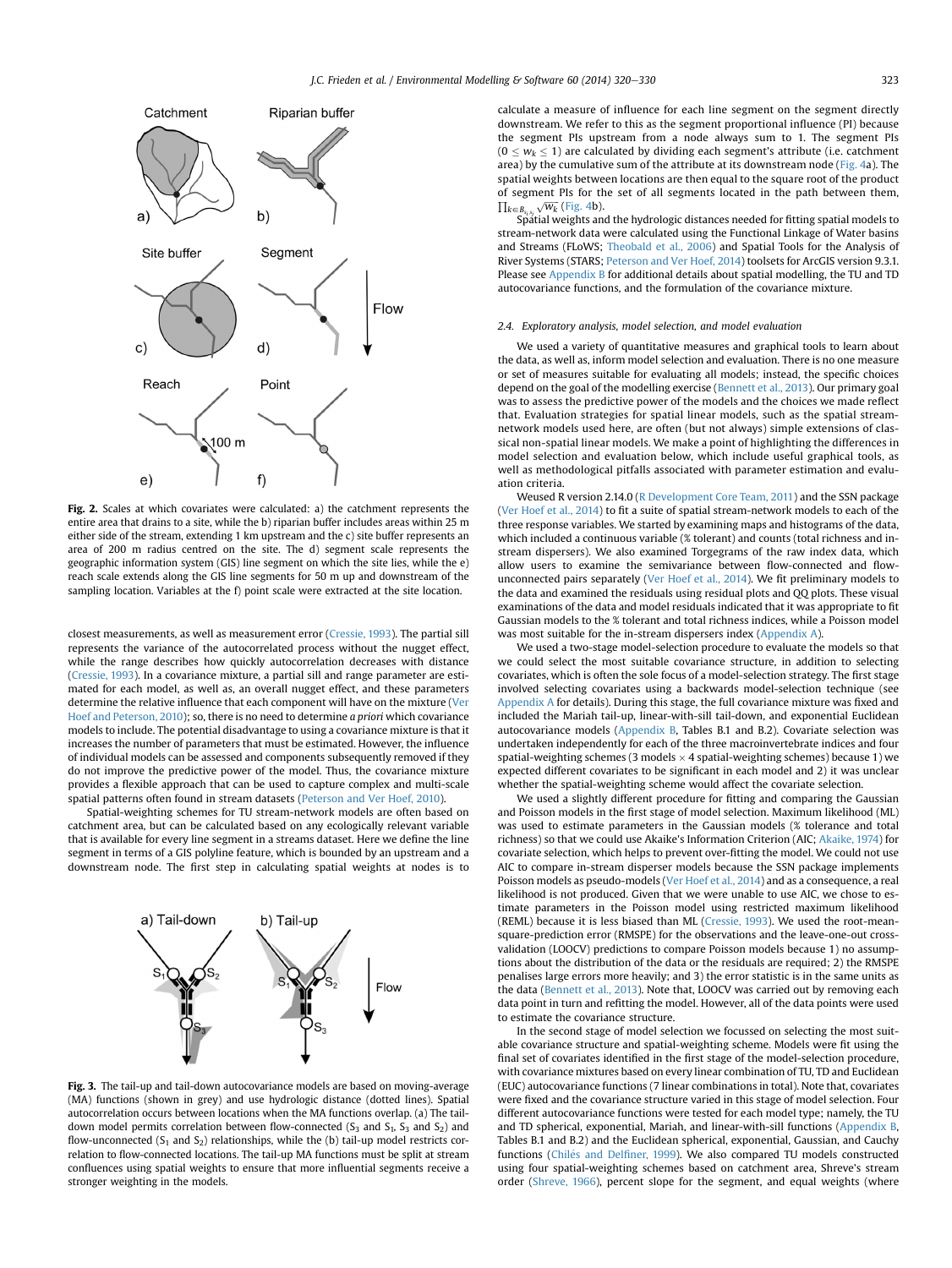Fig. 2. Scales at which covariates were calculated: a) the catchment represents the entire area that drains to a site, while the b) riparian buffer includes areas within 25 m either side of the stream, extending 1 km upstream and the c) site buffer represents an area of 200 m radius centred on the site. The d) segment scale represents the geographic information system (GIS) line segment on which the site lies, while the e) reach scale extends along the GIS line segments for 50 m up and downstream of the sampling location. Variables at the f) point scale were extracted at the site location.

closest measurements, as well as measurement error (Cressie, 1993). The partial sill represents the variance of the autocorrelated process without the nugget effect, while the range describes how quickly autocorrelation decreases with distance (Cressie, 1993). In a covariance mixture, a partial sill and range parameter are estimated for each model, as well as, an overall nugget effect, and these parameters determine the relative influence that each component will have on the mixture (Ver Hoef and Peterson, 2010); so, there is no need to determine *a priori* which covariance models to include. The potential disadvantage to using a covariance mixture is that it increases the number of parameters that must be estimated. However, the influence of individual models can be assessed and components subsequently removed if they do not improve the predictive power of the model. Thus, the covariance mixture provides a flexible approach that can be used to capture complex and multi-scale spatial patterns often found in stream datasets (Peterson and Ver Hoef, 2010).

Spatial-weighting schemes for TU stream-network models are often based on catchment area, but can be calculated based on any ecologically relevant variable that is available for every line segment in a streams dataset. Here we define the line segment in terms of a GIS polyline feature, which is bounded by an upstream and a downstream node. The first step in calculating spatial weights at nodes is to

Fig. 3. The tail-up and tail-down autocovariance models are based on moving-average (MA) functions (shown in grey) and use hydrologic distance (dotted lines). Spatial autocorrelation occurs between locations when the MA functions overlap. (a) The tail-down model permits correlation between flow-connected ($S_3$ and $S_1$, $S_3$ and $S_2$) and flow-unconnected ($S_1$ and $S_2$) relationships, while the (b) tail-up model restricts correlation to flow-connected locations. The tail-up MA functions must be split at stream confluences using spatial weights to ensure that more influential segments receive a stronger weighting in the models.

calculate a measure of influence for each line segment on the segment directly downstream. We refer to this as the segment proportional influence (PI) because the segment PIs upstream from a node always sum to 1. The segment PIs ($0 \le w_k \le 1$) are calculated by dividing each segment's attribute (i.e. catchment area) by the cumulative sum of the attribute at its downstream node (Fig. 4a). The spatial weights between locations are then equal to the square root of the product of segment PIs for the set of all segments located in the path between them, $\prod_{k \in B_{s_i,s_j}} \sqrt{w_k}$ (Fig. 4b).

Spatial weights and the hydrologic distances needed for fitting spatial models to stream-network data were calculated using the Functional Linkage of Water basins and Streams (FLoWS; Theobald et al., 2006) and Spatial Tools for the Analysis of River Systems (STARS; Peterson and Ver Hoef, 2014) toolsets for ArcGIS version 9.3.1. Please see Appendix B for additional details about spatial modelling, the TU and TD autocovariance functions, and the formulation of the covariance mixture.

### 2.4. Exploratory analysis, model selection, and model evaluation

We used a variety of quantitative measures and graphical tools to learn about the data, as well as, inform model selection and evaluation. There is no one measure or set of measures suitable for evaluating all models; instead, the specific choices depend on the goal of the modelling exercise (Bennett et al., 2013). Our primary goal was to assess the predictive power of the models and the choices we made reflect that. Evaluation strategies for spatial linear models, such as the spatial stream-network models used here, are often (but not always) simple extensions of classical non-spatial linear models. We make a point of highlighting the differences in model selection and evaluation below, which include useful graphical tools, as well as methodological pitfalls associated with parameter estimation and evaluation criteria.

Weused R version 2.14.0 (R Development Core Team, 2011) and the SSN package (Ver Hoef et al., 2014) to fit a suite of spatial stream-network models to each of the three response variables. We started by examining maps and histograms of the data, which included a continuous variable (% tolerant) and counts (total richness and in-stream dispersers). We also examined Torgegrams of the raw index data, which allow users to examine the semivariance between flow-connected and flow-unconnected pairs separately (Ver Hoef et al., 2014). We fit preliminary models to the data and examined the residuals using residual plots and QQ plots. These visual examinations of the data and model residuals indicated that it was appropriate to fit Gaussian models to the % tolerant and total richness indices, while a Poisson model was most suitable for the in-stream dispersers index (Appendix A).

We used a two-stage model-selection procedure to evaluate the models so that we could select the most suitable covariance structure, in addition to selecting covariates, which is often the sole focus of a model-selection strategy. The first stage involved selecting covariates using a backwards model-selection technique (see Appendix A for details). During this stage, the full covariance mixture was fixed and included the Mariah tail-up, linear-with-sill tail-down, and exponential Euclidean autocovariance models (Appendix B, Tables B.1 and B.2). Covariate selection was undertaken independently for each of the three macroinvertebrate indices and four spatial-weighting schemes (3 models $\times$ 4 spatial-weighting schemes) because 1) we expected different covariates to be significant in each model and 2) it was unclear whether the spatial-weighting scheme would affect the covariate selection.

We used a slightly different procedure for fitting and comparing the Gaussian and Poisson models in the first stage of model selection. Maximum likelihood (ML) was used to estimate parameters in the Gaussian models (% tolerance and total richness) so that we could use Akaike's Information Criterion (AIC; Akaike, 1974) for covariate selection, which helps to prevent over-fitting the model. We could not use AIC to compare in-stream disperser models because the SSN package implements Poisson models as pseudo-models (Ver Hoef et al., 2014) and as a consequence, a real likelihood is not produced. Given that we were unable to use AIC, we chose to estimate parameters in the Poisson model using restricted maximum likelihood (REML) because it is less biased than ML (Cressie, 1993). We used the root-mean-square-prediction error (RMSPE) for the observations and the leave-one-out cross-validation (LOOCV) predictions to compare Poisson models because 1) no assumptions about the distribution of the data or the residuals are required; 2) the RMSPE penalises large errors more heavily; and 3) the error statistic is in the same units as the data (Bennett et al., 2013). Note that, LOOCV was carried out by removing each data point in turn and refitting the model. However, all of the data points were used to estimate the covariance structure.

In the second stage of model selection we focussed on selecting the most suitable covariance structure and spatial-weighting scheme. Models were fit using the final set of covariates identified in the first stage of the model-selection procedure, with covariance mixtures based on every linear combination of TU, TD and Euclidean (EUC) autocovariance functions (7 linear combinations in total). Note that, covariates were fixed and the covariance structure varied in this stage of model selection. Four different autocovariance functions were tested for each model type; namely, the TU and TD spherical, exponential, Mariah, and linear-with-sill functions (Appendix B, Tables B.1 and B.2) and the Euclidean spherical, exponential, Gaussian, and Cauchy functions (Chilés and Delfiner, 1999). We also compared TU models constructed using four spatial-weighting schemes based on catchment area, Shreve's stream order (Shreve, 1966), percent slope for the segment, and equal weights (where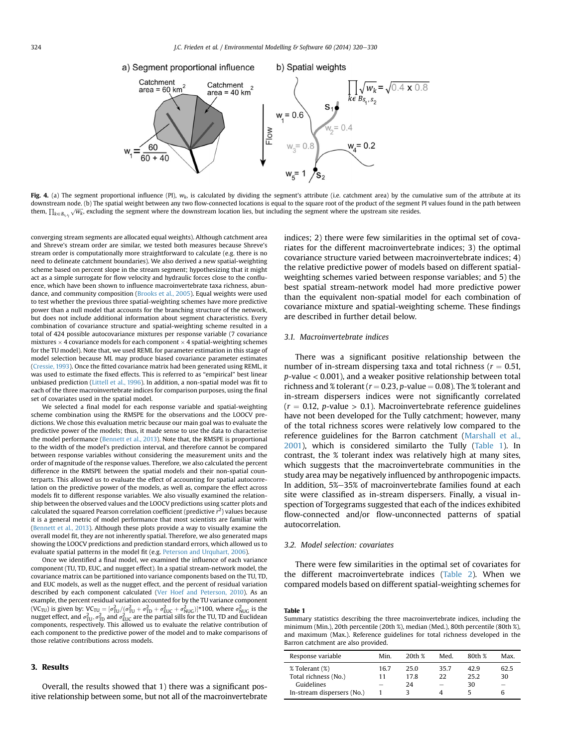**Fig. 4.** (a) The segment proportional influence (PI), $w_k$, is calculated by dividing the segment's attribute (i.e. catchment area) by the cumulative sum of the attribute at its downstream node. (b) The spatial weight between any two flow-connected locations is equal to the square root of the product of the segment PI values found in the path between them, $\prod_{k \in B_{s_i,s_j}} \sqrt{w_k}$, excluding the segment where the downstream location lies, but including the segment where the upstream site resides.

converging stream segments are allocated equal weights). Although catchment area and Shreve's stream order are similar, we tested both measures because Shreve's stream order is computationally more straightforward to calculate (e.g. there is no need to delineate catchment boundaries). We also derived a new spatial-weighting scheme based on percent slope in the stream segment; hypothesizing that it might act as a simple surrogate for flow velocity and hydraulic forces close to the confluence, which have been shown to influence macroinvertebrate taxa richness, abundance, and community composition (Brooks et al., 2005). Equal weights were used to test whether the previous three spatial-weighting schemes have more predictive power than a null model that accounts for the branching structure of the network, but does not include additional information about segment characteristics. Every combination of covariance structure and spatial-weighting scheme resulted in a total of 424 possible autocovariance mixtures per response variable (7 covariance mixtures × 4 covariance models for each component × 4 spatial-weighting schemes for the TU model). Note that, we used REML for parameter estimation in this stage of model selection because ML may produce biased covariance parameter estimates (Cressie, 1993). Once the fitted covariance matrix had been generated using REML, it was used to estimate the fixed effects. This is referred to as "empirical" best linear unbiased prediction (Littell et al., 1996). In addition, a non-spatial model was fit to each of the three macroinvertebrate indices for comparison purposes, using the final set of covariates used in the spatial model.

We selected a final model for each response variable and spatial-weighting scheme combination using the RMSPE for the observations and the LOOCV predictions. We chose this evaluation metric because our main goal was to evaluate the predictive power of the models; thus, it made sense to use the data to characterise the model performance (Bennett et al., 2013). Note that, the RMSPE is proportional to the width of the model's prediction interval, and therefore cannot be compared between response variables without considering the measurement units and the order of magnitude of the response values. Therefore, we also calculated the percent difference in the RMSPE between the spatial models and their non-spatial counterparts. This allowed us to evaluate the effect of accounting for spatial autocorrelation on the predictive power of the models, as well as, compare the effect across models fit to different response variables. We also visually examined the relationship between the observed values and the LOOCV predictions using scatter plots and calculated the squared Pearson correlation coefficient (predictive $r^2$) values because it is a general metric of model performance that most scientists are familiar with (Bennett et al., 2013). Although these plots provide a way to visually examine the overall model fit, they are not inherently spatial. Therefore, we also generated maps showing the LOOCV predictions and prediction standard errors, which allowed us to evaluate spatial patterns in the model fit (e.g. Peterson and Urquhart, 2006).

Once we identified a final model, we examined the influence of each variance component (TU, TD, EUC, and nugget effect). In a spatial stream-network model, the covariance matrix can be partitioned into variance components based on the TU, TD, and EUC models, as well as the nugget effect, and the percent of residual variation described by each component calculated (Ver Hoef and Peterson, 2010). As an example, the percent residual variation accounted for by the TU variance component ($VC_{TU}$) is given by: $VC_{TU} = [\sigma^2_{TU}/(\sigma^2_{TU} + \sigma^2_{TD} + \sigma^2_{EUC} + \sigma^2_{NUG})]*100$, where $\sigma^2_{NUG}$ is the nugget effect, and $\sigma^2_{TU}$, $\sigma^2_{TD}$ and $\sigma^2_{EUC}$ are the partial sills for the TU, TD and Euclidean components, respectively. This allowed us to evaluate the relative contribution of each component to the predictive power of the model and to make comparisons of those relative contributions across models.

## 3. Results

Overall, the results showed that 1) there was a significant positive relationship between some, but not all of the macroinvertebrate indices; 2) there were few similarities in the optimal set of covariates for the different macroinvertebrate indices; 3) the optimal covariance structure varied between macroinvertebrate indices; 4) the relative predictive power of models based on different spatial-weighting schemes varied between response variables; and 5) the best spatial stream-network model had more predictive power than the equivalent non-spatial model for each combination of covariance mixture and spatial-weighting scheme. These findings are described in further detail below.

### 3.1. Macroinvertebrate indices

There was a significant positive relationship between the number of in-stream dispersing taxa and total richness ($r = 0.51$, $p$-value $< 0.001$), and a weaker positive relationship between total richness and % tolerant ($r = 0.23$, $p$-value $= 0.08$). The % tolerant and in-stream dispersers indices were not significantly correlated ($r = 0.12$, $p$-value $> 0.1$). Macroinvertebrate reference guidelines have not been developed for the Tully catchment; however, many of the total richness scores were relatively low compared to the reference guidelines for the Barron catchment (Marshall et al., 2001), which is considered similarto the Tully (Table 1). In contrast, the % tolerant index was relatively high at many sites, which suggests that the macroinvertebrate communities in the study area may be negatively influenced by anthropogenic impacts. In addition, 5%–35% of macroinvertebrate families found at each site were classified as in-stream dispersers. Finally, a visual inspection of Torgegrams suggested that each of the indices exhibited flow-connected and/or flow-unconnected patterns of spatial autocorrelation.

### 3.2. Model selection: covariates

There were few similarities in the optimal set of covariates for the different macroinvertebrate indices (Table 2). When we compared models based on different spatial-weighting schemes for

**Table 1**
Summary statistics describing the three macroinvertebrate indices, including the minimum (Min.), 20th percentile (20th %), median (Med.), 80th percentile (80th %), and maximum (Max.). Reference guidelines for total richness developed in the Barron catchment are also provided.

| Response variable | Min. | 20th % | Med. | 80th % | Max. |
|---|---|---|---|---|---|
| % Tolerant (%) | 16.7 | 25.0 | 35.7 | 42.9 | 62.5 |
| Total richness (No.) | 11 | 17.8 | 22 | 25.2 | 30 |
| Guidelines | – | 24 | – | 30 | – |
| In-stream dispersers (No.) | 1 | 3 | 4 | 5 | 6 |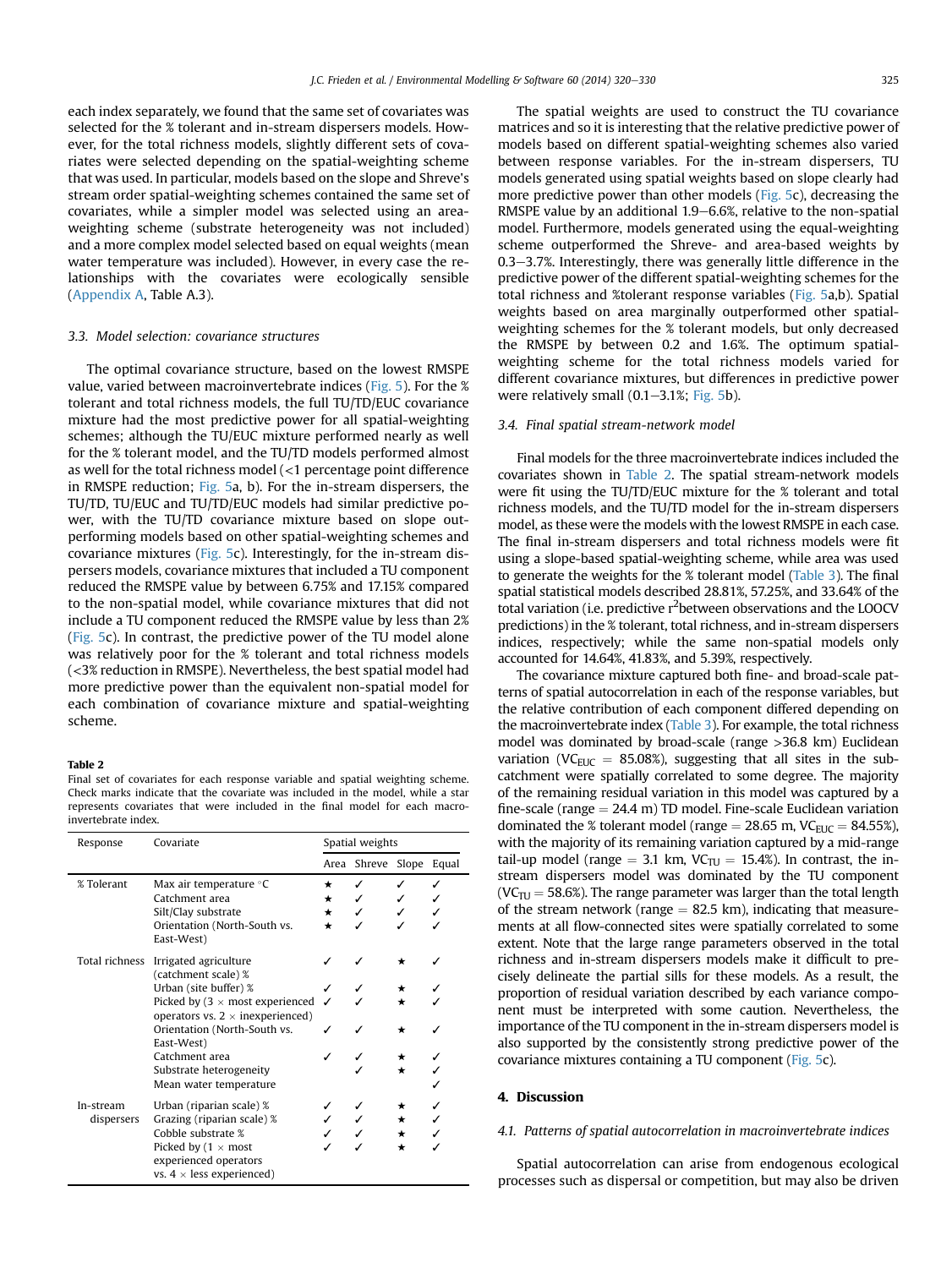each index separately, we found that the same set of covariates was selected for the % tolerant and in-stream dispersers models. However, for the total richness models, slightly different sets of covariates were selected depending on the spatial-weighting scheme that was used. In particular, models based on the slope and Shreve's stream order spatial-weighting schemes contained the same set of covariates, while a simpler model was selected using an area-weighting scheme (substrate heterogeneity was not included) and a more complex model selected based on equal weights (mean water temperature was included). However, in every case the relationships with the covariates were ecologically sensible (Appendix A, Table A.3).

### 3.3. Model selection: covariance structures

The optimal covariance structure, based on the lowest RMSPE value, varied between macroinvertebrate indices (Fig. 5). For the % tolerant and total richness models, the full TU/TD/EUC covariance mixture had the most predictive power for all spatial-weighting schemes; although the TU/EUC mixture performed nearly as well for the % tolerant model, and the TU/TD models performed almost as well for the total richness model (<1 percentage point difference in RMSPE reduction; Fig. 5a, b). For the in-stream dispersers, the TU/TD, TU/EUC and TU/TD/EUC models had similar predictive power, with the TU/TD covariance mixture based on slope outperforming models based on other spatial-weighting schemes and covariance mixtures (Fig. 5c). Interestingly, for the in-stream dispersers models, covariance mixtures that included a TU component reduced the RMSPE value by between 6.75% and 17.15% compared to the non-spatial model, while covariance mixtures that did not include a TU component reduced the RMSPE value by less than 2% (Fig. 5c). In contrast, the predictive power of the TU model alone was relatively poor for the % tolerant and total richness models (<3% reduction in RMSPE). Nevertheless, the best spatial model had more predictive power than the equivalent non-spatial model for each combination of covariance mixture and spatial-weighting scheme.

**Table 2**
Final set of covariates for each response variable and spatial weighting scheme. Check marks indicate that the covariate was included in the model, while a star represents covariates that were included in the final model for each macroinvertebrate index.

| Response | Covariate | Spatial weights | | | |
|---|---|---|---|---|---|
| | | Area | Shreve | Slope | Equal |
| % Tolerant | Max air temperature °C | ★ | ✓ | ✓ | ✓ |
| | Catchment area | ★ | ✓ | ✓ | ✓ |
| | Silt/Clay substrate | ★ | ✓ | ✓ | ✓ |
| | Orientation (North-South vs. East-West) | ★ | ✓ | ✓ | ✓ |
| Total richness | Irrigated agriculture (catchment scale) % | ✓ | ✓ | ★ | ✓ |
| | Urban (site buffer) % | ✓ | ✓ | ★ | ✓ |
| | Picked by (3 × most experienced operators vs. 2 × inexperienced) | ✓ | ✓ | ★ | ✓ |
| | Orientation (North-South vs. East-West) | ✓ | ✓ | ★ | ✓ |
| | Catchment area | ✓ | ✓ | ★ | ✓ |
| | Substrate heterogeneity | | ✓ | ★ | ✓ |
| | Mean water temperature | | | | ✓ |
| In-stream dispersers | Urban (riparian scale) % | ✓ | ✓ | ★ | ✓ |
| | Grazing (riparian scale) % | ✓ | ✓ | ★ | ✓ |
| | Cobble substrate % | ✓ | ✓ | ★ | ✓ |
| | Picked by (1 × most experienced operators vs. 4 × less experienced) | ✓ | ✓ | ★ | ✓ |

The spatial weights are used to construct the TU covariance matrices and so it is interesting that the relative predictive power of models based on different spatial-weighting schemes also varied between response variables. For the in-stream dispersers, TU models generated using spatial weights based on slope clearly had more predictive power than other models (Fig. 5c), decreasing the RMSPE value by an additional 1.9–6.6%, relative to the non-spatial model. Furthermore, models generated using the equal-weighting scheme outperformed the Shreve- and area-based weights by 0.3–3.7%. Interestingly, there was generally little difference in the predictive power of the different spatial-weighting schemes for the total richness and %tolerant response variables (Fig. 5a,b). Spatial weights based on area marginally outperformed other spatial-weighting schemes for the % tolerant models, but only decreased the RMSPE by between 0.2 and 1.6%. The optimum spatial-weighting scheme for the total richness models varied for different covariance mixtures, but differences in predictive power were relatively small (0.1–3.1%; Fig. 5b).

### 3.4. Final spatial stream-network model

Final models for the three macroinvertebrate indices included the covariates shown in Table 2. The spatial stream-network models were fit using the TU/TD/EUC mixture for the % tolerant and total richness models, and the TU/TD model for the in-stream dispersers model, as these were the models with the lowest RMSPE in each case. The final in-stream dispersers and total richness models were fit using a slope-based spatial-weighting scheme, while area was used to generate the weights for the % tolerant model (Table 3). The final spatial statistical models described 28.81%, 57.25%, and 33.64% of the total variation (i.e. predictive $r^2$ between observations and the LOOCV predictions) in the % tolerant, total richness, and in-stream dispersers indices, respectively; while the same non-spatial models only accounted for 14.64%, 41.83%, and 5.39%, respectively.

The covariance mixture captured both fine- and broad-scale patterns of spatial autocorrelation in each of the response variables, but the relative contribution of each component differed depending on the macroinvertebrate index (Table 3). For example, the total richness model was dominated by broad-scale (range >36.8 km) Euclidean variation ($VC_{EUC}$ = 85.08%), suggesting that all sites in the sub-catchment were spatially correlated to some degree. The majority of the remaining residual variation in this model was captured by a fine-scale (range = 24.4 m) TD model. Fine-scale Euclidean variation dominated the % tolerant model (range = 28.65 m, $VC_{EUC}$ = 84.55%), with the majority of its remaining variation captured by a mid-range tail-up model (range = 3.1 km, $VC_{TU}$ = 15.4%). In contrast, the in-stream dispersers model was dominated by the TU component ($VC_{TU}$ = 58.6%). The range parameter was larger than the total length of the stream network (range = 82.5 km), indicating that measurements at all flow-connected sites were spatially correlated to some extent. Note that the large range parameters observed in the total richness and in-stream dispersers models make it difficult to precisely delineate the partial sills for these models. As a result, the proportion of residual variation described by each variance component must be interpreted with some caution. Nevertheless, the importance of the TU component in the in-stream dispersers model is also supported by the consistently strong predictive power of the covariance mixtures containing a TU component (Fig. 5c).

## 4. Discussion

### 4.1. Patterns of spatial autocorrelation in macroinvertebrate indices

Spatial autocorrelation can arise from endogenous ecological processes such as dispersal or competition, but may also be driven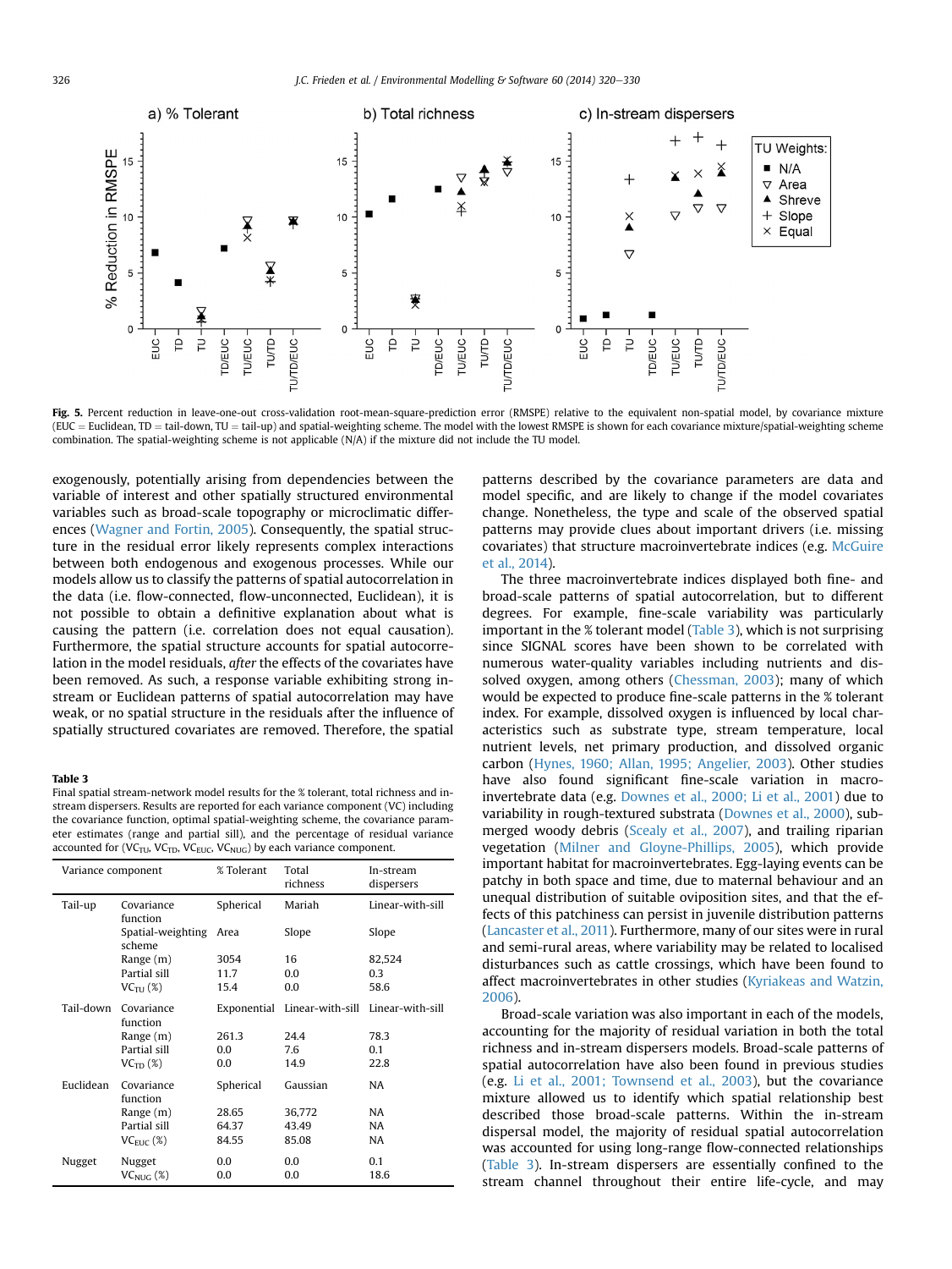Fig. 5. Percent reduction in leave-one-out cross-validation root-mean-square-prediction error (RMSPE) relative to the equivalent non-spatial model, by covariance mixture (EUC = Euclidean, TD = tail-down, TU = tail-up) and spatial-weighting scheme. The model with the lowest RMSPE is shown for each covariance mixture/spatial-weighting scheme combination. The spatial-weighting scheme is not applicable (N/A) if the mixture did not include the TU model.

exogenously, potentially arising from dependencies between the variable of interest and other spatially structured environmental variables such as broad-scale topography or microclimatic differences (Wagner and Fortin, 2005). Consequently, the spatial structure in the residual error likely represents complex interactions between both endogenous and exogenous processes. While our models allow us to classify the patterns of spatial autocorrelation in the data (i.e. flow-connected, flow-unconnected, Euclidean), it is not possible to obtain a definitive explanation about what is causing the pattern (i.e. correlation does not equal causation). Furthermore, the spatial structure accounts for spatial autocorrelation in the model residuals, *after* the effects of the covariates have been removed. As such, a response variable exhibiting strong in-stream or Euclidean patterns of spatial autocorrelation may have weak, or no spatial structure in the residuals after the influence of spatially structured covariates are removed. Therefore, the spatial patterns described by the covariance parameters are data and model specific, and are likely to change if the model covariates change. Nonetheless, the type and scale of the observed spatial patterns may provide clues about important drivers (i.e. missing covariates) that structure macroinvertebrate indices (e.g. McGuire et al., 2014).

The three macroinvertebrate indices displayed both fine- and broad-scale patterns of spatial autocorrelation, but to different degrees. For example, fine-scale variability was particularly important in the % tolerant model (Table 3), which is not surprising since SIGNAL scores have been shown to be correlated with numerous water-quality variables including nutrients and dissolved oxygen, among others (Chessman, 2003); many of which would be expected to produce fine-scale patterns in the % tolerant index. For example, dissolved oxygen is influenced by local characteristics such as substrate type, stream temperature, local nutrient levels, net primary production, and dissolved organic carbon (Hynes, 1960; Allan, 1995; Angelier, 2003). Other studies have also found significant fine-scale variation in macroinvertebrate data (e.g. Downes et al., 2000; Li et al., 2001) due to variability in rough-textured substrata (Downes et al., 2000), submerged woody debris (Scealy et al., 2007), and trailing riparian vegetation (Milner and Gloyne-Phillips, 2005), which provide important habitat for macroinvertebrates. Egg-laying events can be patchy in both space and time, due to maternal behaviour and an unequal distribution of suitable oviposition sites, and that the effects of this patchiness can persist in juvenile distribution patterns (Lancaster et al., 2011). Furthermore, many of our sites were in rural and semi-rural areas, where variability may be related to localised disturbances such as cattle crossings, which have been found to affect macroinvertebrates in other studies (Kyriakeas and Watzin, 2006).

Broad-scale variation was also important in each of the models, accounting for the majority of residual variation in both the total richness and in-stream dispersers models. Broad-scale patterns of spatial autocorrelation have also been found in previous studies (e.g. Li et al., 2001; Townsend et al., 2003), but the covariance mixture allowed us to identify which spatial relationship best described those broad-scale patterns. Within the in-stream dispersal model, the majority of residual spatial autocorrelation was accounted for using long-range flow-connected relationships (Table 3). In-stream dispersers are essentially confined to the stream channel throughout their entire life-cycle, and may

**Table 3**
Final spatial stream-network model results for the % tolerant, total richness and in-stream dispersers. Results are reported for each variance component (VC) including the covariance function, optimal spatial-weighting scheme, the covariance parameter estimates (range and partial sill), and the percentage of residual variance accounted for ($VC_{TU}$, $VC_{TD}$, $VC_{EUC}$, $VC_{NUG}$) by each variance component.

| Variance component | | % Tolerant | Total richness | In-stream dispersers |
|---|---|---|---|---|
| Tail-up | Covariance function | Spherical | Mariah | Linear-with-sill |
| | Spatial-weighting scheme | Area | Slope | Slope |
| | Range (m) | 3054 | 16 | 82,524 |
| | Partial sill | 11.7 | 0.0 | 0.3 |
| | $VC_{TU}$ (%) | 15.4 | 0.0 | 58.6 |
| Tail-down | Covariance function | Exponential | Linear-with-sill | Linear-with-sill |
| | Range (m) | 261.3 | 24.4 | 78.3 |
| | Partial sill | 0.0 | 7.6 | 0.1 |
| | $VC_{TD}$ (%) | 0.0 | 14.9 | 22.8 |
| Euclidean | Covariance function | Spherical | Gaussian | NA |
| | Range (m) | 28.65 | 36,772 | NA |
| | Partial sill | 64.37 | 43.49 | NA |
| | $VC_{EUC}$ (%) | 84.55 | 85.08 | NA |
| Nugget | Nugget | 0.0 | 0.0 | 0.1 |
| | $VC_{NUG}$ (%) | 0.0 | 0.0 | 18.6 |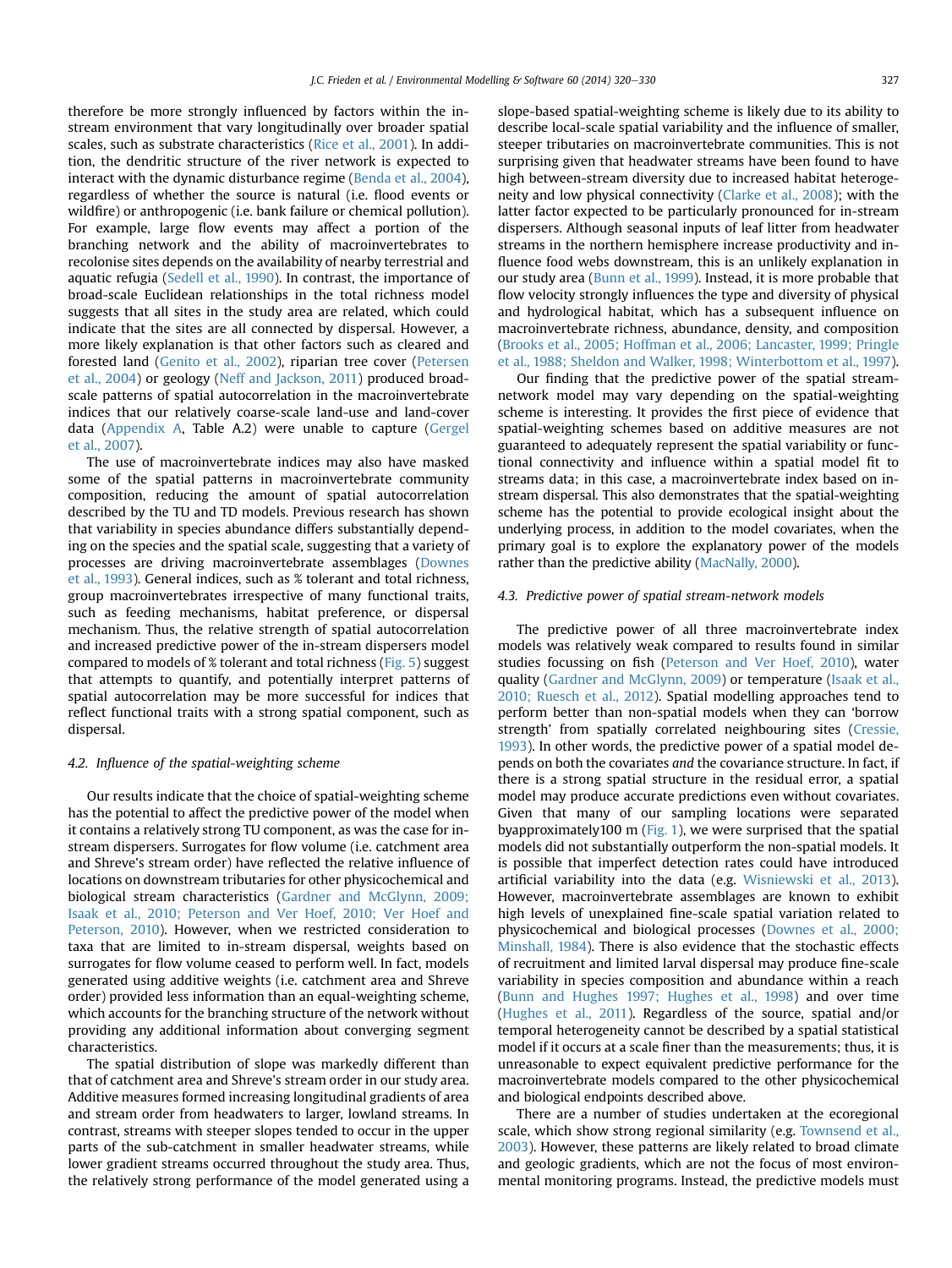therefore be more strongly influenced by factors within the in-stream environment that vary longitudinally over broader spatial scales, such as substrate characteristics (Rice et al., 2001). In addition, the dendritic structure of the river network is expected to interact with the dynamic disturbance regime (Benda et al., 2004), regardless of whether the source is natural (i.e. flood events or wildfire) or anthropogenic (i.e. bank failure or chemical pollution). For example, large flow events may affect a portion of the branching network and the ability of macroinvertebrates to recolonise sites depends on the availability of nearby terrestrial and aquatic refugia (Sedell et al., 1990). In contrast, the importance of broad-scale Euclidean relationships in the total richness model suggests that all sites in the study area are related, which could indicate that the sites are all connected by dispersal. However, a more likely explanation is that other factors such as cleared and forested land (Genito et al., 2002), riparian tree cover (Petersen et al., 2004) or geology (Neff and Jackson, 2011) produced broad-scale patterns of spatial autocorrelation in the macroinvertebrate indices that our relatively coarse-scale land-use and land-cover data (Appendix A, Table A.2) were unable to capture (Gergel et al., 2007).

The use of macroinvertebrate indices may also have masked some of the spatial patterns in macroinvertebrate community composition, reducing the amount of spatial autocorrelation described by the TU and TD models. Previous research has shown that variability in species abundance differs substantially depending on the species and the spatial scale, suggesting that a variety of processes are driving macroinvertebrate assemblages (Downes et al., 1993). General indices, such as % tolerant and total richness, group macroinvertebrates irrespective of many functional traits, such as feeding mechanisms, habitat preference, or dispersal mechanism. Thus, the relative strength of spatial autocorrelation and increased predictive power of the in-stream dispersers model compared to models of % tolerant and total richness (Fig. 5) suggest that attempts to quantify, and potentially interpret patterns of spatial autocorrelation may be more successful for indices that reflect functional traits with a strong spatial component, such as dispersal.

### 4.2. Influence of the spatial-weighting scheme

Our results indicate that the choice of spatial-weighting scheme has the potential to affect the predictive power of the model when it contains a relatively strong TU component, as was the case for in-stream dispersers. Surrogates for flow volume (i.e. catchment area and Shreve's stream order) have reflected the relative influence of locations on downstream tributaries for other physicochemical and biological stream characteristics (Gardner and McGlynn, 2009; Isaak et al., 2010; Peterson and Ver Hoef, 2010; Ver Hoef and Peterson, 2010). However, when we restricted consideration to taxa that are limited to in-stream dispersal, weights based on surrogates for flow volume ceased to perform well. In fact, models generated using additive weights (i.e. catchment area and Shreve order) provided less information than an equal-weighting scheme, which accounts for the branching structure of the network without providing any additional information about converging segment characteristics.

The spatial distribution of slope was markedly different than that of catchment area and Shreve's stream order in our study area. Additive measures formed increasing longitudinal gradients of area and stream order from headwaters to larger, lowland streams. In contrast, streams with steeper slopes tended to occur in the upper parts of the sub-catchment in smaller headwater streams, while lower gradient streams occurred throughout the study area. Thus, the relatively strong performance of the model generated using a slope-based spatial-weighting scheme is likely due to its ability to describe local-scale spatial variability and the influence of smaller, steeper tributaries on macroinvertebrate communities. This is not surprising given that headwater streams have been found to have high between-stream diversity due to increased habitat heterogeneity and low physical connectivity (Clarke et al., 2008); with the latter factor expected to be particularly pronounced for in-stream dispersers. Although seasonal inputs of leaf litter from headwater streams in the northern hemisphere increase productivity and influence food webs downstream, this is an unlikely explanation in our study area (Bunn et al., 1999). Instead, it is more probable that flow velocity strongly influences the type and diversity of physical and hydrological habitat, which has a subsequent influence on macroinvertebrate richness, abundance, density, and composition (Brooks et al., 2005; Hoffman et al., 2006; Lancaster, 1999; Pringle et al., 1988; Sheldon and Walker, 1998; Winterbottom et al., 1997).

Our finding that the predictive power of the spatial stream-network model may vary depending on the spatial-weighting scheme is interesting. It provides the first piece of evidence that spatial-weighting schemes based on additive measures are not guaranteed to adequately represent the spatial variability or functional connectivity and influence within a spatial model fit to streams data; in this case, a macroinvertebrate index based on in-stream dispersal. This also demonstrates that the spatial-weighting scheme has the potential to provide ecological insight about the underlying process, in addition to the model covariates, when the primary goal is to explore the explanatory power of the models rather than the predictive ability (MacNally, 2000).

### 4.3. Predictive power of spatial stream-network models

The predictive power of all three macroinvertebrate index models was relatively weak compared to results found in similar studies focussing on fish (Peterson and Ver Hoef, 2010), water quality (Gardner and McGlynn, 2009) or temperature (Isaak et al., 2010; Ruesch et al., 2012). Spatial modelling approaches tend to perform better than non-spatial models when they can 'borrow strength' from spatially correlated neighbouring sites (Cressie, 1993). In other words, the predictive power of a spatial model depends on both the covariates *and* the covariance structure. In fact, if there is a strong spatial structure in the residual error, a spatial model may produce accurate predictions even without covariates. Given that many of our sampling locations were separated byapproximately100 m (Fig. 1), we were surprised that the spatial models did not substantially outperform the non-spatial models. It is possible that imperfect detection rates could have introduced artificial variability into the data (e.g. Wisniewski et al., 2013). However, macroinvertebrate assemblages are known to exhibit high levels of unexplained fine-scale spatial variation related to physicochemical and biological processes (Downes et al., 2000; Minshall, 1984). There is also evidence that the stochastic effects of recruitment and limited larval dispersal may produce fine-scale variability in species composition and abundance within a reach (Bunn and Hughes 1997; Hughes et al., 1998) and over time (Hughes et al., 2011). Regardless of the source, spatial and/or temporal heterogeneity cannot be described by a spatial statistical model if it occurs at a scale finer than the measurements; thus, it is unreasonable to expect equivalent predictive performance for the macroinvertebrate models compared to the other physicochemical and biological endpoints described above.

There are a number of studies undertaken at the ecoregional scale, which show strong regional similarity (e.g. Townsend et al., 2003). However, these patterns are likely related to broad climate and geologic gradients, which are not the focus of most environmental monitoring programs. Instead, the predictive models must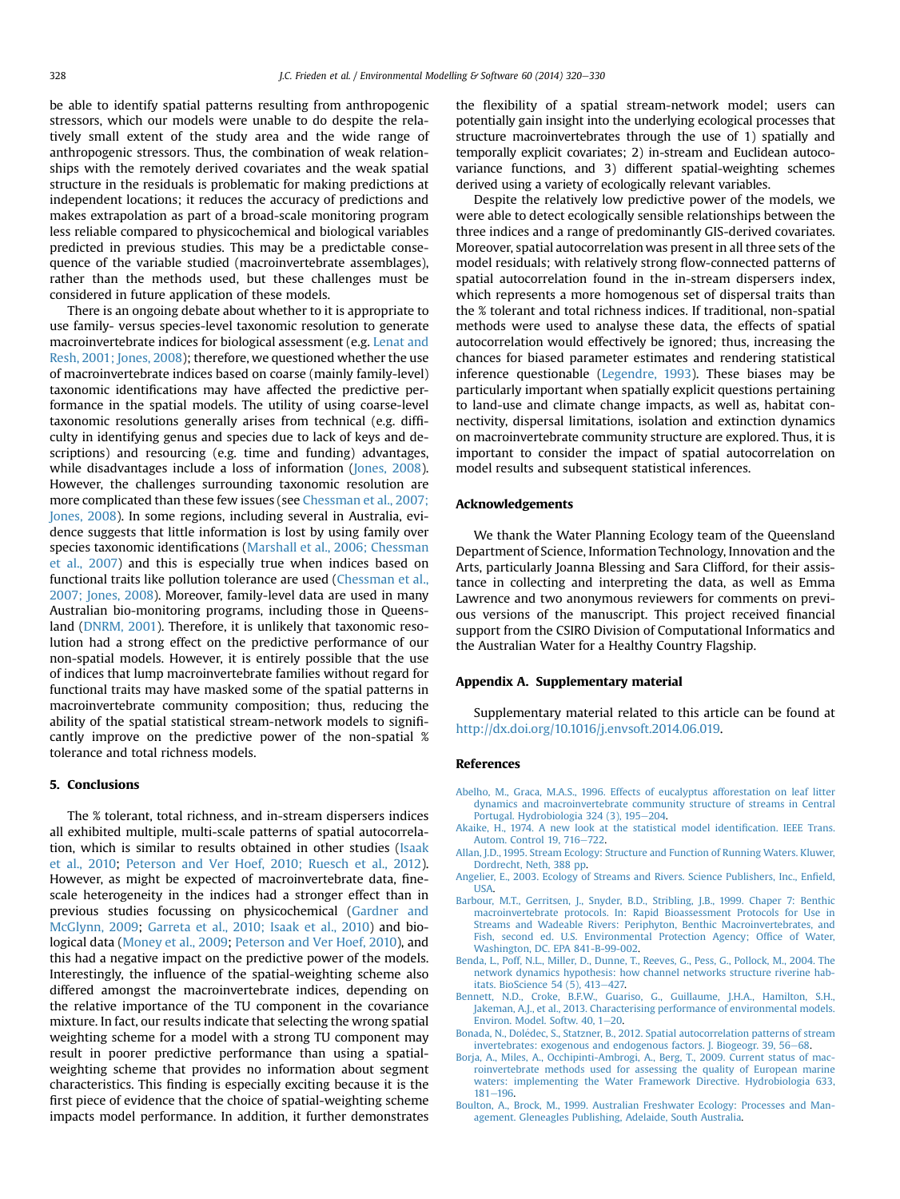be able to identify spatial patterns resulting from anthropogenic stressors, which our models were unable to do despite the relatively small extent of the study area and the wide range of anthropogenic stressors. Thus, the combination of weak relationships with the remotely derived covariates and the weak spatial structure in the residuals is problematic for making predictions at independent locations; it reduces the accuracy of predictions and makes extrapolation as part of a broad-scale monitoring program less reliable compared to physicochemical and biological variables predicted in previous studies. This may be a predictable consequence of the variable studied (macroinvertebrate assemblages), rather than the methods used, but these challenges must be considered in future application of these models.

There is an ongoing debate about whether to it is appropriate to use family- versus species-level taxonomic resolution to generate macroinvertebrate indices for biological assessment (e.g. Lenat and Resh, 2001; Jones, 2008); therefore, we questioned whether the use of macroinvertebrate indices based on coarse (mainly family-level) taxonomic identifications may have affected the predictive performance in the spatial models. The utility of using coarse-level taxonomic resolutions generally arises from technical (e.g. difficulty in identifying genus and species due to lack of keys and descriptions) and resourcing (e.g. time and funding) advantages, while disadvantages include a loss of information (Jones, 2008). However, the challenges surrounding taxonomic resolution are more complicated than these few issues (see Chessman et al., 2007; Jones, 2008). In some regions, including several in Australia, evidence suggests that little information is lost by using family over species taxonomic identifications (Marshall et al., 2006; Chessman et al., 2007) and this is especially true when indices based on functional traits like pollution tolerance are used (Chessman et al., 2007; Jones, 2008). Moreover, family-level data are used in many Australian bio-monitoring programs, including those in Queensland (DNRM, 2001). Therefore, it is unlikely that taxonomic resolution had a strong effect on the predictive performance of our non-spatial models. However, it is entirely possible that the use of indices that lump macroinvertebrate families without regard for functional traits may have masked some of the spatial patterns in macroinvertebrate community composition; thus, reducing the ability of the spatial statistical stream-network models to significantly improve on the predictive power of the non-spatial % tolerance and total richness models.

## 5. Conclusions

The % tolerant, total richness, and in-stream dispersers indices all exhibited multiple, multi-scale patterns of spatial autocorrelation, which is similar to results obtained in other studies (Isaak et al., 2010; Peterson and Ver Hoef, 2010; Ruesch et al., 2012). However, as might be expected of macroinvertebrate data, fine-scale heterogeneity in the indices had a stronger effect than in previous studies focussing on physicochemical (Gardner and McGlynn, 2009; Garreta et al., 2010; Isaak et al., 2010) and biological data (Money et al., 2009; Peterson and Ver Hoef, 2010), and this had a negative impact on the predictive power of the models. Interestingly, the influence of the spatial-weighting scheme also differed amongst the macroinvertebrate indices, depending on the relative importance of the TU component in the covariance mixture. In fact, our results indicate that selecting the wrong spatial weighting scheme for a model with a strong TU component may result in poorer predictive performance than using a spatial-weighting scheme that provides no information about segment characteristics. This finding is especially exciting because it is the first piece of evidence that the choice of spatial-weighting scheme impacts model performance. In addition, it further demonstrates the flexibility of a spatial stream-network model; users can potentially gain insight into the underlying ecological processes that structure macroinvertebrates through the use of 1) spatially and temporally explicit covariates; 2) in-stream and Euclidean autocovariance functions, and 3) different spatial-weighting schemes derived using a variety of ecologically relevant variables.

Despite the relatively low predictive power of the models, we were able to detect ecologically sensible relationships between the three indices and a range of predominantly GIS-derived covariates. Moreover, spatial autocorrelation was present in all three sets of the model residuals; with relatively strong flow-connected patterns of spatial autocorrelation found in the in-stream dispersers index, which represents a more homogenous set of dispersal traits than the % tolerant and total richness indices. If traditional, non-spatial methods were used to analyse these data, the effects of spatial autocorrelation would effectively be ignored; thus, increasing the chances for biased parameter estimates and rendering statistical inference questionable (Legendre, 1993). These biases may be particularly important when spatially explicit questions pertaining to land-use and climate change impacts, as well as, habitat connectivity, dispersal limitations, isolation and extinction dynamics on macroinvertebrate community structure are explored. Thus, it is important to consider the impact of spatial autocorrelation on model results and subsequent statistical inferences.

## Acknowledgements

We thank the Water Planning Ecology team of the Queensland Department of Science, Information Technology, Innovation and the Arts, particularly Joanna Blessing and Sara Clifford, for their assistance in collecting and interpreting the data, as well as Emma Lawrence and two anonymous reviewers for comments on previous versions of the manuscript. This project received financial support from the CSIRO Division of Computational Informatics and the Australian Water for a Healthy Country Flagship.

## Appendix A. Supplementary material

Supplementary material related to this article can be found at http://dx.doi.org/10.1016/j.envsoft.2014.06.019.

## References

- Abelho, M., Graca, M.A.S., 1996. Effects of eucalyptus afforestation on leaf litter dynamics and macroinvertebrate community structure of streams in Central Portugal. Hydrobiologia 324 (3), 195–204.
- Akaike, H., 1974. A new look at the statistical model identification. IEEE Trans. Autom. Control 19, 716–722.
- Allan, J.D., 1995. Stream Ecology: Structure and Function of Running Waters. Kluwer, Dordrecht, Neth, 388 pp.
- Angelier, E., 2003. Ecology of Streams and Rivers. Science Publishers, Inc., Enfield, USA.
- Barbour, M.T., Gerritsen, J., Snyder, B.D., Stribling, J.B., 1999. Chaper 7: Benthic macroinvertebrate protocols. In: Rapid Bioassessment Protocols for Use in Streams and Wadeable Rivers: Periphyton, Benthic Macroinvertebrates, and Fish, second ed. U.S. Environmental Protection Agency; Office of Water, Washington, DC. EPA 841-B-99-002.
- Benda, L., Poff, N.L., Miller, D., Dunne, T., Reeves, G., Pess, G., Pollock, M., 2004. The network dynamics hypothesis: how channel networks structure riverine habitats. BioScience 54 (5), 413–427.
- Bennett, N.D., Croke, B.F.W., Guariso, G., Guillaume, J.H.A., Hamilton, S.H., Jakeman, A.J., et al., 2013. Characterising performance of environmental models. Environ. Model. Softw. 40, 1–20.
- Bonada, N., Dolédec, S., Statzner, B., 2012. Spatial autocorrelation patterns of stream invertebrates: exogenous and endogenous factors. J. Biogeogr. 39, 56–68.
- Borja, A., Miles, A., Occhipinti-Ambrogi, A., Berg, T., 2009. Current status of macroinvertebrate methods used for assessing the quality of European marine waters: implementing the Water Framework Directive. Hydrobiologia 633, 181–196.
- Boulton, A., Brock, M., 1999. Australian Freshwater Ecology: Processes and Management. Gleneagles Publishing, Adelaide, South Australia.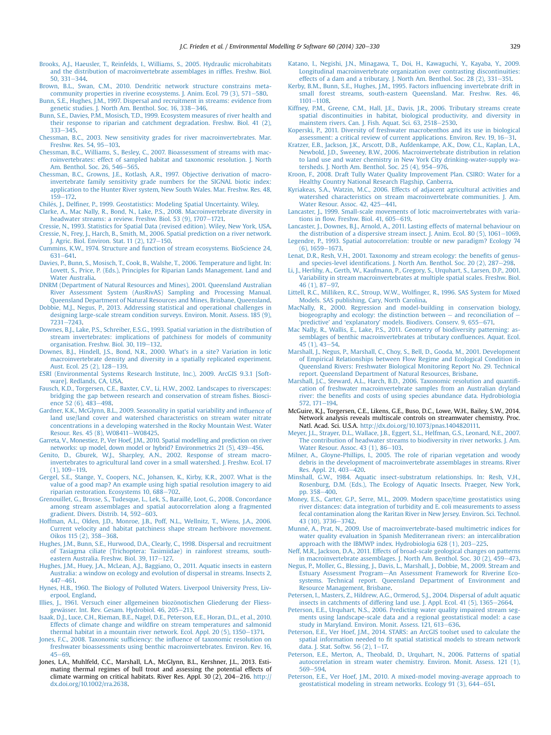Brooks, A.J., Haeusler, T., Reinfelds, I., Williams, S., 2005. Hydraulic microhabitats and the distribution of macroinvertebrate assemblages in riffles. Freshw. Biol. 50, 331–344.

Brown, B.L., Swan, C.M., 2010. Dendritic network structure constrains metacommunity properties in riverine ecosystems. J. Anim. Ecol. 79 (3), 571–580.

Bunn, S.E., Hughes, J.M., 1997. Dispersal and recruitment in streams: evidence from genetic studies. J. North Am. Benthol. Soc. 16, 338–346.

Bunn, S.E., Davies, P.M., Mosisch, T.D., 1999. Ecosystem measures of river health and their response to riparian and catchment degradation. Freshw. Biol. 41 (2), 333–345.

Chessman, B.C., 2003. New sensitivity grades for river macroinvertebrates. Mar. Freshw. Res. 54, 95–103.

Chessman, B.C., Williams, S., Besley, C., 2007. Bioassessment of streams with macroinvertebrates: effect of sampled habitat and taxonomic resolution. J. North Am. Benthol. Soc. 26, 546–565.

Chessman, B.C., Growns, J.E., Kotlash, A.R., 1997. Objective derivation of macroinvertebrate family sensitivity grade numbers for the SIGNAL biotic index: application to the Hunter River system, New South Wales. Mar. Freshw. Res. 48, 159–172.

Chilès, J., Delfiner, P., 1999. Geostatistics: Modeling Spatial Uncertainty. Wiley.

Clarke, A., Mac Nally, R., Bond, N., Lake, P.S., 2008. Macroinvertebrate diversity in headwater streams: a review. Freshw. Biol. 53 (9), 1707–1721.

Cressie, N., 1993. Statistics for Spatial Data (revised edition). Wiley, New York, USA.

Cressie, N., Frey, J., Harch, B., Smith, M., 2006. Spatial prediction on a river network. J. Agric. Biol. Environ. Stat. 11 (2), 127–150.

Cummins, K.W., 1974. Structure and function of stream ecosystems. BioScience 24, 631–641.

Davies, P., Bunn, S., Mosisch, T., Cook, B., Walshe, T., 2006. Temperature and light. In: Lovett, S., Price, P. (Eds.), Principles for Riparian Lands Management. Land and Water Australia.

DNRM (Department of Natural Resources and Mines), 2001. Queensland Australian River Assessment System (AusRivAS) Sampling and Processing Manual. Queensland Department of Natural Resources and Mines, Brisbane, Queensland.

Dobbie, M.J., Negus, P., 2013. Addressing statistical and operational challenges in designing large-scale stream condition surveys. Environ. Monit. Assess. 185 (9), 7231–7243.

Downes, B.J., Lake, P.S., Schreiber, E.S.G., 1993. Spatial variation in the distribution of stream invertebrates: implications of patchiness for models of community organisation. Freshw. Biol. 30, 119–132.

Downes, B.J., Hindell, J.S., Bond, N.R., 2000. What's in a site? Variation in lotic macroinvertebrate density and diversity in a spatially replicated experiment. Aust. Ecol. 25 (2), 128–139.

ESRI (Environmental Systems Research Institute, Inc.), 2009. ArcGIS 9.3.1 [Software]. Redlands, CA, USA.

Fausch, K.D., Torgersen, C.E., Baxter, C.V., Li, H.W., 2002. Landscapes to riverscapes: bridging the gap between research and conservation of stream fishes. Bioscience 52 (6), 483–498.

Gardner, K.K., McGlynn, B.L., 2009. Seasonality in spatial variability and influence of land use/land cover and watershed characteristics on stream water nitrate concentrations in a developing watershed in the Rocky Mountain West. Water Resour. Res. 45 (8), W08411–W08425.

Garreta, V., Monestiez, P., Ver Hoef, J.M., 2010. Spatial modelling and prediction on river networks: up model, down model or hybrid? Environmetrics 21 (5), 439–456.

Genito, D., Gburek, W.J., Sharpley, A.N., 2002. Response of stream macroinvertebrates to agricultural land cover in a small watershed. J. Freshw. Ecol. 17 (1), 109–119.

Gergel, S.E., Stange, Y., Coopers, N.C., Johansen, K., Kirby, K.R., 2007. What is the value of a good map? An example using high spatial resolution imagery to aid riparian restoration. Ecosystems 10, 688–702.

Grenouillet, G., Brosse, S., Tudesque, L., Lek, S., Baraillé, Loot, G., 2008. Concordance among stream assemblages and spatial autocorrelation along a fragmented gradient. Divers. Distrib. 14, 592–603.

Hoffman, A.L., Olden, J.D., Monroe, J.B., Poff, N.L., Wellnitz, T., Wiens, J.A., 2006. Current velocity and habitat patchiness shape stream herbivore movement. Oikos 115 (2), 358–368.

Hughes, J.M., Bunn, S.E., Hurwood, D.A., Clearly, C., 1998. Dispersal and recruitment of Tasiagma ciliate (Trichoptera: Tasimiidae) in rainforest streams, south-eastern Australia. Freshw. Biol. 39, 117–127.

Hughes, J.M., Huey, J.A., McLean, A.J., Baggiano, O., 2011. Aquatic insects in eastern Australia: a window on ecology and evolution of dispersal in streams. Insects 2, 447–461.

Hynes, H.B., 1960. The Biology of Polluted Waters. Liverpool University Press, Liverpool, England.

Illies, J., 1961. Versuch einer allgemeinen biozönotischen Gliederung der Fliessgewässer. Int. Rev. Gesam. Hydrobiol. 46, 205–213.

Isaak, D.J., Luce, C.H., Rieman, B.E., Nagel, D.E., Peterson, E.E., Horan, D.L., et al., 2010. Effects of climate change and wildfire on stream temperatures and salmonid thermal habitat in a mountain river network. Ecol. Appl. 20 (5), 1350–1371.

Jones, F.C., 2008. Taxonomic sufficiency: the influence of taxonomic resolution on freshwater bioassessments using benthic macroinvertebrates. Environ. Rev. 16, 45–69.

Jones, L.A., Muhlfeld, C.C., Marshall, L.A., McGlynn, B.L., Kershner, J.L., 2013. Estimating thermal regimes of bull trout and assessing the potential effects of climate warming on critical habitats. River Res. Appl. 30 (2), 204–216. http://dx.doi.org/10.1002/rra.2638.

Katano, I., Negishi, J.N., Minagawa, T., Doi, H., Kawaguchi, Y., Kayaba, Y., 2009. Longitudinal macroinvertebrate organization over contrasting discontinuities: effects of a dam and a tributary. J. North Am. Benthol. Soc. 28 (2), 331–351.

Kerby, B.M., Bunn, S.E., Hughes, J.M., 1995. Factors influencing invertebrate drift in small forest streams, south-eastern Queensland. Mar. Freshw. Res. 46, 1101–1108.

Kiffney, P.M., Greene, C.M., Hall, J.E., Davis, J.R., 2006. Tributary streams create spatial discontinuities in habitat, biological productivity, and diversity in mainstem rivers. Can. J. Fish. Aquat. Sci. 63, 2518–2530.

Koperski, P., 2011. Diversity of freshwater macrobenthos and its use in biological assessment: a critical review of current applications. Environ. Rev. 19, 16–31.

Kratzer, E.B., Jackson, J.K., Arscott, D.B., Aufdenkampe, A.K., Dow, C.L., Kaplan, L.A., Newbold, J.D., Sweeney, B.W., 2006. Macroinvertebrate distribution in relation to land use and water chemistry in New York City drinking-water-supply watersheds. J. North Am. Benthol. Soc. 25 (4), 954–976.

Kroon, F., 2008. Draft Tully Water Quality Improvement Plan. CSIRO: Water for a Healthy Country National Research Flagship, Canberra.

Kyriakeas, S.A., Watzin, M.C., 2006. Effects of adjacent agricultural activities and watershed characteristics on stream macroinvertebrate communities. J. Am. Water Resour. Assoc. 42, 425–441.

Lancaster, J., 1999. Small-scale movements of lotic macroinvertebrates with variations in flow. Freshw. Biol. 41, 605–619.

Lancaster, J., Downes, B.J., Arnold, A., 2011. Lasting effects of maternal behaviour on the distribution of a dispersive stream insect. J. Anim. Ecol. 80 (5), 1061–1069.

Legendre, P., 1993. Spatial autocorrelation: trouble or new paradigm? Ecology 74 (6), 1659–1673.

Lenat, D.R., Resh, V.H., 2001. Taxonomy and stream ecology: the benefits of genus- and species-level identifications. J. North Am. Benthol. Soc. 20 (2), 287–298.

Li, J., Herlihy, A., Gerth, W., Kaufmann, P., Gregory, S., Urquhart, S., Larsen, D.P., 2001. Variability in stream macroinvertebrates at multiple spatial scales. Freshw. Biol. 46 (1), 87–97.

Littell, R.C., Milliken, R.C., Stroup, W.W., Wolfinger, R., 1996. SAS System for Mixed Models. SAS publishing, Cary, North Carolina.

MacNally, R., 2000. Regression and model-building in conservation biology, biogeography and ecology: the distinction between – and reconciliation of – 'predictive' and 'explanatory' models. Biodivers. Conserv. 9, 655–671.

Mac Nally, R., Wallis, E., Lake, P.S., 2011. Geometry of biodiversity patterning: assemblages of benthic macroinvertebrates at tributary confluences. Aquat. Ecol. 45 (1), 43–54.

Marshall, J., Negus, P., Marshall, C., Choy, S., Bell, D., Gooda, M., 2001. Development of Empirical Relationships between Flow Regime and Ecological Condition in Queensland Rivers: Freshwater Biological Monitoring Report No. 29. Technical report. Queensland Department of Natural Resources, Brisbane.

Marshall, J.C., Steward, A.L., Harch, B.D., 2006. Taxonomic resolution and quantification of freshwater macroinvertebrate samples from an Australian dryland river: the benefits and costs of using species abundance data. Hydrobiologia 572, 171–194.

McGuire, K.J., Torgersen, C.E., Likens, G.E., Buso, D.C., Lowe, W.H., Bailey, S.W., 2014. Network analysis reveals multiscale controls on streamwater chemistry. Proc. Natl. Acad. Sci. U.S.A. http://dx.doi.org/10.1073/pnas.1404820111.

Meyer, J.L., Strayer, D.L., Wallace, J.B., Eggert, S.L., Helfman, G.S., Leonard, N.E., 2007. The contribution of headwater streams to biodiversity in river networks. J. Am. Water Resour. Assoc. 43 (1), 86–103.

Milner, A., Gloyne-Phillips, I., 2005. The role of riparian vegetation and woody debris in the development of macroinvertebrate assemblages in streams. River Res. Appl. 21, 403–420.

Minshall, G.W., 1984. Aquatic insect-substratum relationships. In: Resh, V.H., Rosenburg, D.M. (Eds.), The Ecology of Aquatic Insects. Praeger, New York, pp. 358–400.

Money, E.S., Carter, G.P., Serre, M.L., 2009. Modern space/time geostatistics using river distances: data integration of turbidity and E. coli measurements to assess fecal contamination along the Raritan River in New Jersey. Environ. Sci. Technol. 43 (10), 3736–3742.

Munné, A., Prat, N., 2009. Use of macroinvertebrate-based multimetric indices for water quality evaluation in Spanish Mediterranean rivers: an intercalibration approach with the IBMWP index. Hydrobiologia 628 (1), 203–225.

Neff, M.R., Jackson, D.A., 2011. Effects of broad-scale geological changes on patterns in macroinvertebrate assemblages. J. North Am. Benthol. Soc. 30 (2), 459–473.

Negus, P., Moller, G., Blessing, J., Davis, L., Marshall, J., Dobbie, M., 2009. Stream and Estuary Assessment Program—An Assessment Framework for Riverine Ecosystems. Technical report. Queensland Department of Environment and Resource Management, Brisbane.

Petersen, I., Masters, Z., Hildrew, A.G., Ormerod, S.J., 2004. Dispersal of adult aquatic insects in catchments of differing land use. J. Appl. Ecol. 41 (5), 1365–2664.

Peterson, E.E., Urquhart, N.S., 2006. Predicting water quality impaired stream segments using landscape-scale data and a regional geostatistical model: a case study in Maryland. Environ. Monit. Assess. 121, 613–636.

Peterson, E.E., Ver Hoef, J.M., 2014. STARS: an ArcGIS toolset used to calculate the spatial information needed to fit spatial statistical models to stream network data. J. Stat. Softw. 56 (2), 1–17.

Peterson, E.E., Merton, A., Theobald, D., Urquhart, N., 2006. Patterns of spatial autocorrelation in stream water chemistry. Environ. Monit. Assess. 121 (1), 569–594.

Peterson, E.E., Ver Hoef, J.M., 2010. A mixed-model moving-average approach to geostatistical modeling in stream networks. Ecology 91 (3), 644–651.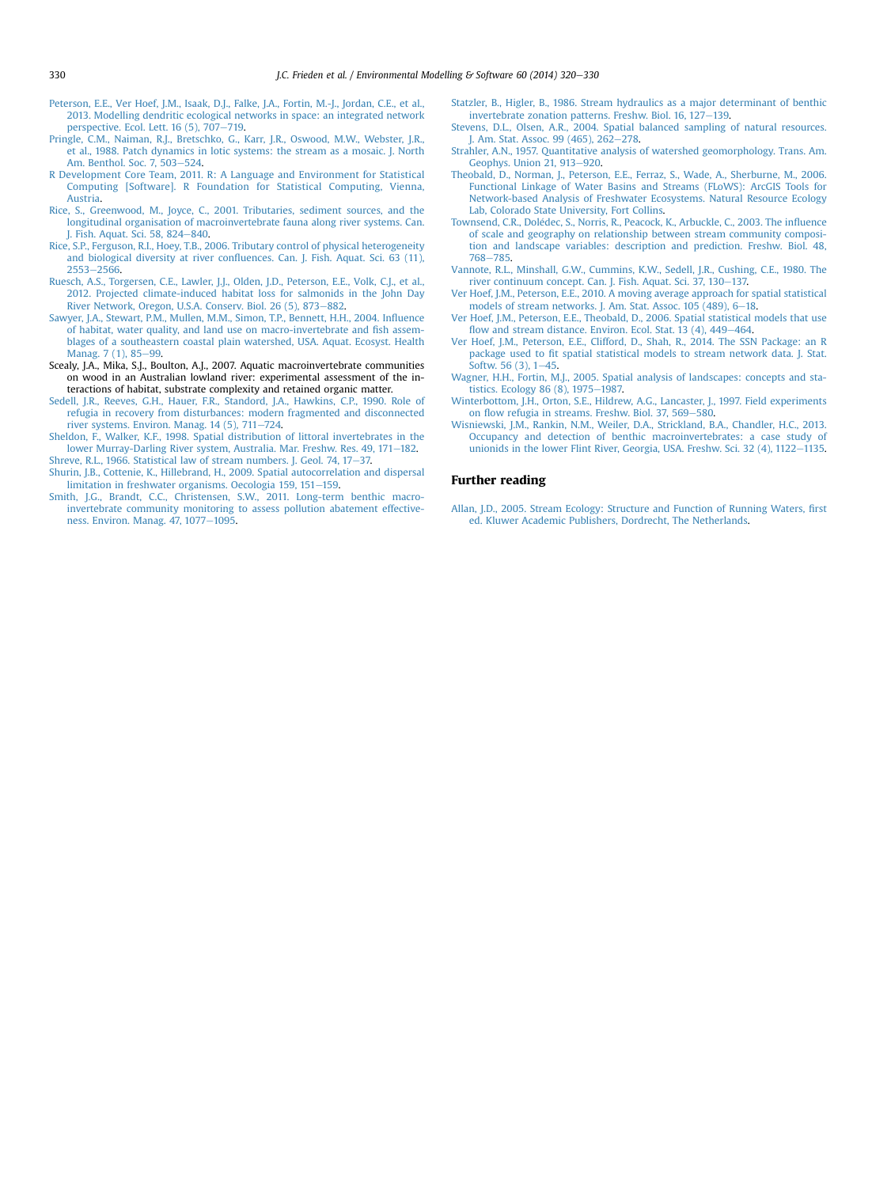Peterson, E.E., Ver Hoef, J.M., Isaak, D.J., Falke, J.A., Fortin, M.-J., Jordan, C.E., et al., 2013. Modelling dendritic ecological networks in space: an integrated network perspective. Ecol. Lett. 16 (5), 707–719.

Pringle, C.M., Naiman, R.J., Bretschko, G., Karr, J.R., Oswood, M.W., Webster, J.R., et al., 1988. Patch dynamics in lotic systems: the stream as a mosaic. J. North Am. Benthol. Soc. 7, 503–524.

R Development Core Team, 2011. R: A Language and Environment for Statistical Computing [Software]. R Foundation for Statistical Computing, Vienna, Austria.

Rice, S., Greenwood, M., Joyce, C., 2001. Tributaries, sediment sources, and the longitudinal organisation of macroinvertebrate fauna along river systems. Can. J. Fish. Aquat. Sci. 58, 824–840.

Rice, S.P., Ferguson, R.I., Hoey, T.B., 2006. Tributary control of physical heterogeneity and biological diversity at river confluences. Can. J. Fish. Aquat. Sci. 63 (11), 2553–2566.

Ruesch, A.S., Torgersen, C.E., Lawler, J.J., Olden, J.D., Peterson, E.E., Volk, C.J., et al., 2012. Projected climate-induced habitat loss for salmonids in the John Day River Network, Oregon, U.S.A. Conserv. Biol. 26 (5), 873–882.

Sawyer, J.A., Stewart, P.M., Mullen, M.M., Simon, T.P., Bennett, H.H., 2004. Influence of habitat, water quality, and land use on macro-invertebrate and fish assemblages of a southeastern coastal plain watershed, USA. Aquat. Ecosyst. Health Manag. 7 (1), 85–99.

Scealy, J.A., Mika, S.J., Boulton, A.J., 2007. Aquatic macroinvertebrate communities on wood in an Australian lowland river: experimental assessment of the interactions of habitat, substrate complexity and retained organic matter.

Sedell, J.R., Reeves, G.H., Hauer, F.R., Standord, J.A., Hawkins, C.P., 1990. Role of refugia in recovery from disturbances: modern fragmented and disconnected river systems. Environ. Manag. 14 (5), 711–724.

Sheldon, F., Walker, K.F., 1998. Spatial distribution of littoral invertebrates in the lower Murray-Darling River system, Australia. Mar. Freshw. Res. 49, 171–182.

Shreve, R.L., 1966. Statistical law of stream numbers. J. Geol. 74, 17–37.

Shurin, J.B., Cottenie, K., Hillebrand, H., 2009. Spatial autocorrelation and dispersal limitation in freshwater organisms. Oecologia 159, 151–159.

Smith, J.G., Brandt, C.C., Christensen, S.W., 2011. Long-term benthic macroinvertebrate community monitoring to assess pollution abatement effectiveness. Environ. Manag. 47, 1077–1095.

Statzler, B., Higler, B., 1986. Stream hydraulics as a major determinant of benthic invertebrate zonation patterns. Freshw. Biol. 16, 127–139.

Stevens, D.L., Olsen, A.R., 2004. Spatial balanced sampling of natural resources. J. Am. Stat. Assoc. 99 (465), 262–278.

Strahler, A.N., 1957. Quantitative analysis of watershed geomorphology. Trans. Am. Geophys. Union 21, 913–920.

Theobald, D., Norman, J., Peterson, E.E., Ferraz, S., Wade, A., Sherburne, M., 2006. Functional Linkage of Water Basins and Streams (FLoWS): ArcGIS Tools for Network-based Analysis of Freshwater Ecosystems. Natural Resource Ecology Lab, Colorado State University, Fort Collins.

Townsend, C.R., Dolédec, S., Norris, R., Peacock, K., Arbuckle, C., 2003. The influence of scale and geography on relationship between stream community composition and landscape variables: description and prediction. Freshw. Biol. 48, 768–785.

Vannote, R.L., Minshall, G.W., Cummins, K.W., Sedell, J.R., Cushing, C.E., 1980. The river continuum concept. Can. J. Fish. Aquat. Sci. 37, 130–137.

Ver Hoef, J.M., Peterson, E.E., 2010. A moving average approach for spatial statistical models of stream networks. J. Am. Stat. Assoc. 105 (489), 6–18.

Ver Hoef, J.M., Peterson, E.E., Theobald, D., 2006. Spatial statistical models that use flow and stream distance. Environ. Ecol. Stat. 13 (4), 449–464.

Ver Hoef, J.M., Peterson, E.E., Clifford, D., Shah, R., 2014. The SSN Package: an R package used to fit spatial statistical models to stream network data. J. Stat. Softw. 56 (3), 1–45.

Wagner, H.H., Fortin, M.J., 2005. Spatial analysis of landscapes: concepts and statistics. Ecology 86 (8), 1975–1987.

Winterbottom, J.H., Orton, S.E., Hildrew, A.G., Lancaster, J., 1997. Field experiments on flow refugia in streams. Freshw. Biol. 37, 569–580.

Wisniewski, J.M., Rankin, N.M., Weiler, D.A., Strickland, B.A., Chandler, H.C., 2013. Occupancy and detection of benthic macroinvertebrates: a case study of unionids in the lower Flint River, Georgia, USA. Freshw. Sci. 32 (4), 1122–1135.

## Further reading

Allan, J.D., 2005. Stream Ecology: Structure and Function of Running Waters, first ed. Kluwer Academic Publishers, Dordrecht, The Netherlands.